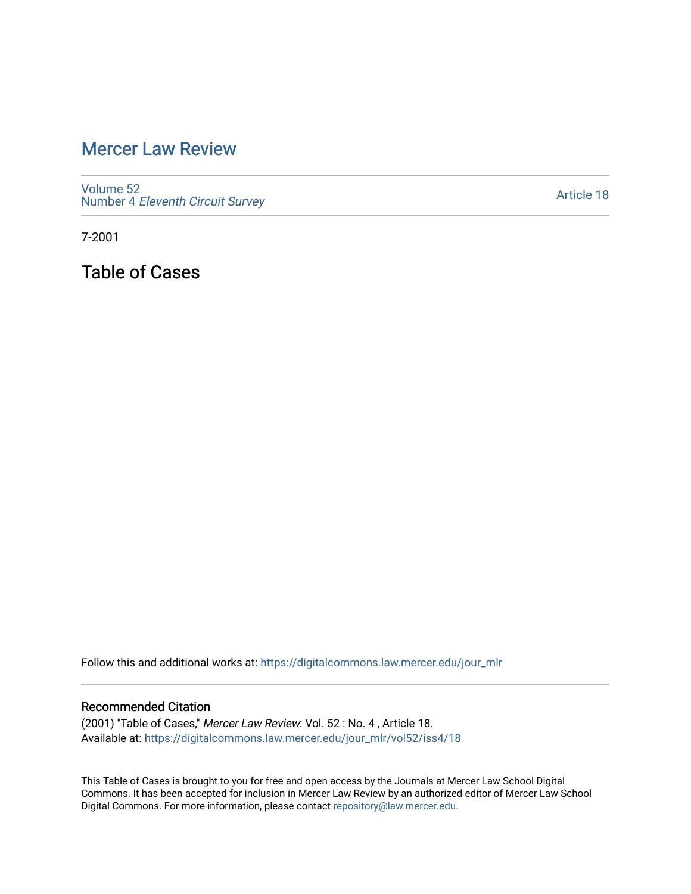# Mercer Law Review

Volume 52
Number 4 *Eleventh Circuit Survey*

Article 18

7-2001

## Table of Cases

Follow this and additional works at: https://digitalcommons.law.mercer.edu/jour_mlr

### Recommended Citation

(2001) "Table of Cases," *Mercer Law Review*: Vol. 52 : No. 4 , Article 18.
Available at: https://digitalcommons.law.mercer.edu/jour_mlr/vol52/iss4/18

This Table of Cases is brought to you for free and open access by the Journals at Mercer Law School Digital Commons. It has been accepted for inclusion in Mercer Law Review by an authorized editor of Mercer Law School Digital Commons. For more information, please contact repository@law.mercer.edu.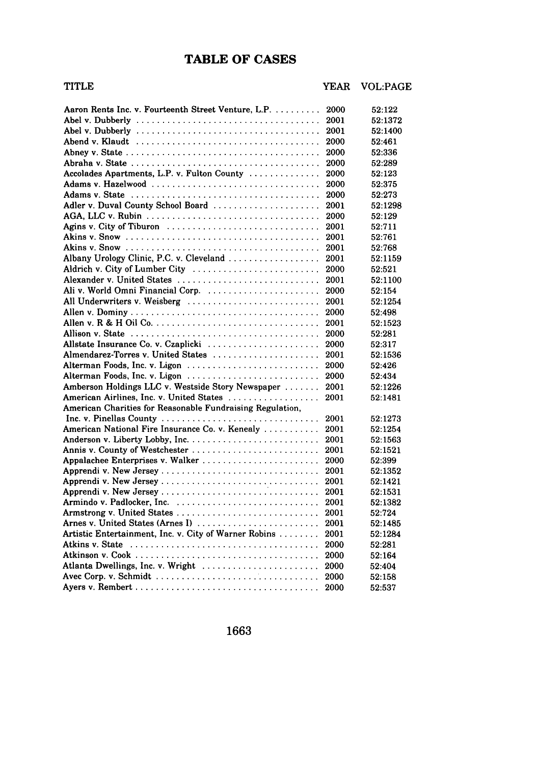# TABLE OF CASES

| TITLE | YEAR | VOL:PAGE |
|---|---|---|
| Aaron Rents Inc. v. Fourteenth Street Venture, L.P. | 2000 | 52:122 |
| Abel v. Dubberly | 2001 | 52:1372 |
| Abel v. Dubberly | 2001 | 52:1400 |
| Abend v. Klaudt | 2000 | 52:461 |
| Abney v. State | 2000 | 52:336 |
| Abraha v. State | 2000 | 52:289 |
| Accolades Apartments, L.P. v. Fulton County | 2000 | 52:123 |
| Adams v. Hazelwood | 2000 | 52:375 |
| Adams v. State | 2000 | 52:273 |
| Adler v. Duval County School Board | 2001 | 52:1298 |
| AGA, LLC v. Rubin | 2000 | 52:129 |
| Agins v. City of Tiburon | 2001 | 52:711 |
| Akins v. Snow | 2001 | 52:761 |
| Akins v. Snow | 2001 | 52:768 |
| Albany Urology Clinic, P.C. v. Cleveland | 2001 | 52:1159 |
| Aldrich v. City of Lumber City | 2000 | 52:521 |
| Alexander v. United States | 2001 | 52:1100 |
| Ali v. World Omni Financial Corp. | 2000 | 52:154 |
| All Underwriters v. Weisberg | 2001 | 52:1254 |
| Allen v. Dominy | 2000 | 52:498 |
| Allen v. R & H Oil Co. | 2001 | 52:1523 |
| Allison v. State | 2000 | 52:281 |
| Allstate Insurance Co. v. Czaplicki | 2000 | 52:317 |
| Almendarez-Torres v. United States | 2001 | 52:1536 |
| Alterman Foods, Inc. v. Ligon | 2000 | 52:426 |
| Alterman Foods, Inc. v. Ligon | 2000 | 52:434 |
| Amberson Holdings LLC v. Westside Story Newspaper | 2001 | 52:1226 |
| American Airlines, Inc. v. United States | 2001 | 52:1481 |
| American Charities for Reasonable Fundraising Regulation, Inc. v. Pinellas County | 2001 | 52:1273 |
| American National Fire Insurance Co. v. Kenealy | 2001 | 52:1254 |
| Anderson v. Liberty Lobby, Inc. | 2001 | 52:1563 |
| Annis v. County of Westchester | 2001 | 52:1521 |
| Appalachee Enterprises v. Walker | 2000 | 52:399 |
| Apprendi v. New Jersey | 2001 | 52:1352 |
| Apprendi v. New Jersey | 2001 | 52:1421 |
| Apprendi v. New Jersey | 2001 | 52:1531 |
| Armindo v. Padlocker, Inc. | 2001 | 52:1382 |
| Armstrong v. United States | 2001 | 52:724 |
| Arnes v. United States (Arnes I) | 2001 | 52:1485 |
| Artistic Entertainment, Inc. v. City of Warner Robins | 2001 | 52:1284 |
| Atkins v. State | 2000 | 52:281 |
| Atkinson v. Cook | 2000 | 52:164 |
| Atlanta Dwellings, Inc. v. Wright | 2000 | 52:404 |
| Avec Corp. v. Schmidt | 2000 | 52:158 |
| Ayers v. Rembert | 2000 | 52:537 |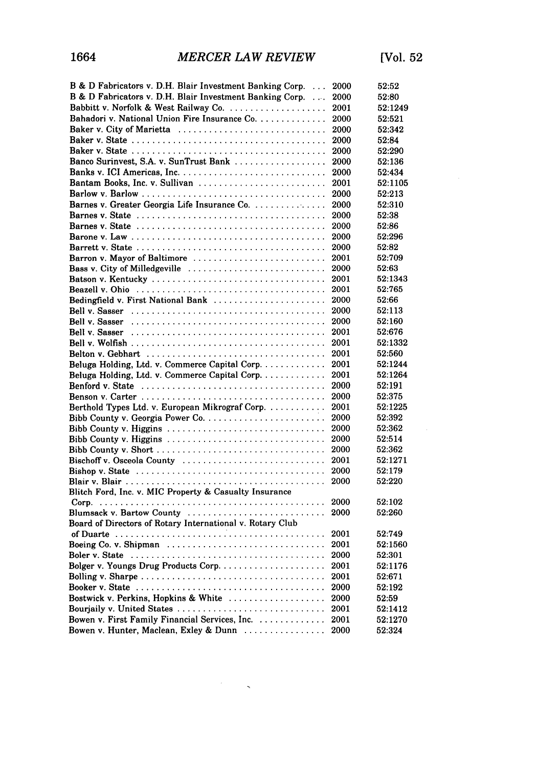| | | |
|---|---|---|
| B & D Fabricators v. D.H. Blair Investment Banking Corp. | 2000 | 52:52 |
| B & D Fabricators v. D.H. Blair Investment Banking Corp. | 2000 | 52:80 |
| Babbitt v. Norfolk & West Railway Co. | 2001 | 52:1249 |
| Bahadori v. National Union Fire Insurance Co. | 2000 | 52:521 |
| Baker v. City of Marietta | 2000 | 52:342 |
| Baker v. State | 2000 | 52:84 |
| Baker v. State | 2000 | 52:290 |
| Banco Surinvest, S.A. v. SunTrust Bank | 2000 | 52:136 |
| Banks v. ICI Americas, Inc. | 2000 | 52:434 |
| Bantam Books, Inc. v. Sullivan | 2001 | 52:1105 |
| Barlow v. Barlow | 2000 | 52:213 |
| Barnes v. Greater Georgia Life Insurance Co. | 2000 | 52:310 |
| Barnes v. State | 2000 | 52:38 |
| Barnes v. State | 2000 | 52:86 |
| Barone v. Law | 2000 | 52:296 |
| Barrett v. State | 2000 | 52:82 |
| Barron v. Mayor of Baltimore | 2001 | 52:709 |
| Bass v. City of Milledgeville | 2000 | 52:63 |
| Batson v. Kentucky | 2001 | 52:1343 |
| Beazell v. Ohio | 2001 | 52:765 |
| Bedingfield v. First National Bank | 2000 | 52:66 |
| Bell v. Sasser | 2000 | 52:113 |
| Bell v. Sasser | 2000 | 52:160 |
| Bell v. Sasser | 2001 | 52:676 |
| Bell v. Wolfish | 2001 | 52:1332 |
| Belton v. Gebhart | 2001 | 52:560 |
| Beluga Holding, Ltd. v. Commerce Capital Corp. | 2001 | 52:1244 |
| Beluga Holding, Ltd. v. Commerce Capital Corp. | 2001 | 52:1264 |
| Benford v. State | 2000 | 52:191 |
| Benson v. Carter | 2000 | 52:375 |
| Berthold Types Ltd. v. European Mikrograf Corp. | 2001 | 52:1225 |
| Bibb County v. Georgia Power Co. | 2000 | 52:392 |
| Bibb County v. Higgins | 2000 | 52:362 |
| Bibb County v. Higgins | 2000 | 52:514 |
| Bibb County v. Short | 2000 | 52:362 |
| Bischoff v. Osceola County | 2001 | 52:1271 |
| Bishop v. State | 2000 | 52:179 |
| Blair v. Blair | 2000 | 52:220 |
| Blitch Ford, Inc. v. MIC Property & Casualty Insurance Corp. | 2000 | 52:102 |
| Blumsack v. Bartow County | 2000 | 52:260 |
| Board of Directors of Rotary International v. Rotary Club of Duarte | 2001 | 52:749 |
| Boeing Co. v. Shipman | 2001 | 52:1560 |
| Boler v. State | 2000 | 52:301 |
| Bolger v. Youngs Drug Products Corp. | 2001 | 52:1176 |
| Bolling v. Sharpe | 2001 | 52:671 |
| Booker v. State | 2000 | 52:192 |
| Bostwick v. Perkins, Hopkins & White | 2000 | 52:59 |
| Bourjaily v. United States | 2001 | 52:1412 |
| Bowen v. First Family Financial Services, Inc. | 2001 | 52:1270 |
| Bowen v. Hunter, Maclean, Exley & Dunn | 2000 | 52:324 |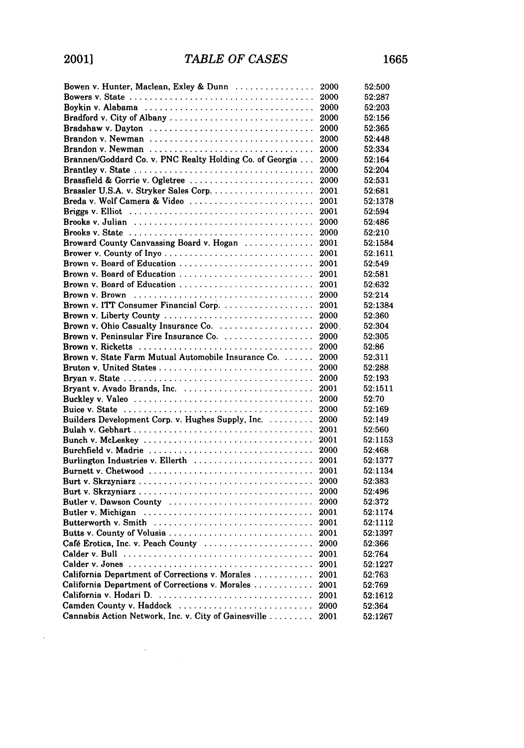| Case | Year | Citation |
|---|---|---|
| Bowen v. Hunter, Maclean, Exley & Dunn | 2000 | 52:500 |
| Bowers v. State | 2000 | 52:287 |
| Boykin v. Alabama | 2000 | 52:203 |
| Bradford v. City of Albany | 2000 | 52:156 |
| Bradshaw v. Dayton | 2000 | 52:365 |
| Brandon v. Newman | 2000 | 52:448 |
| Brandon v. Newman | 2000 | 52:334 |
| Brannen/Goddard Co. v. PNC Realty Holding Co. of Georgia | 2000 | 52:164 |
| Brantley v. State | 2000 | 52:204 |
| Brassfield & Gorrie v. Ogletree | 2000 | 52:531 |
| Brassler U.S.A. v. Stryker Sales Corp. | 2001 | 52:681 |
| Breda v. Wolf Camera & Video | 2001 | 52:1378 |
| Briggs v. Elliot | 2001 | 52:594 |
| Brooks v. Julian | 2000 | 52:486 |
| Brooks v. State | 2000 | 52:210 |
| Broward County Canvassing Board v. Hogan | 2001 | 52:1584 |
| Brower v. County of Inyo | 2001 | 52:1611 |
| Brown v. Board of Education | 2001 | 52:549 |
| Brown v. Board of Education | 2001 | 52:581 |
| Brown v. Board of Education | 2001 | 52:632 |
| Brown v. Brown | 2000 | 52:214 |
| Brown v. ITT Consumer Financial Corp. | 2001 | 52:1384 |
| Brown v. Liberty County | 2000 | 52:360 |
| Brown v. Ohio Casualty Insurance Co. | 2000 | 52:304 |
| Brown v. Peninsular Fire Insurance Co. | 2000 | 52:305 |
| Brown v. Ricketts | 2000 | 52:86 |
| Brown v. State Farm Mutual Automobile Insurance Co. | 2000 | 52:311 |
| Bruton v. United States | 2000 | 52:288 |
| Bryan v. State | 2000 | 52:193 |
| Bryant v. Avado Brands, Inc. | 2001 | 52:1511 |
| Buckley v. Valeo | 2000 | 52:70 |
| Buice v. State | 2000 | 52:169 |
| Builders Development Corp. v. Hughes Supply, Inc. | 2000 | 52:149 |
| Bulah v. Gebhart | 2001 | 52:560 |
| Bunch v. McLeskey | 2001 | 52:1153 |
| Burchfield v. Madrie | 2000 | 52:468 |
| Burlington Industries v. Ellerth | 2001 | 52:1377 |
| Burnett v. Chetwood | 2001 | 52:1134 |
| Burt v. Skrzyniarz | 2000 | 52:383 |
| Burt v. Skrzyniarz | 2000 | 52:496 |
| Butler v. Dawson County | 2000 | 52:372 |
| Butler v. Michigan | 2001 | 52:1174 |
| Butterworth v. Smith | 2001 | 52:1112 |
| Butts v. County of Volusia | 2001 | 52:1397 |
| Café Erotica, Inc. v. Peach County | 2000 | 52:366 |
| Calder v. Bull | 2001 | 52:764 |
| Calder v. Jones | 2001 | 52:1227 |
| California Department of Corrections v. Morales | 2001 | 52:763 |
| California Department of Corrections v. Morales | 2001 | 52:769 |
| California v. Hodari D. | 2001 | 52:1612 |
| Camden County v. Haddock | 2000 | 52:364 |
| Cannabis Action Network, Inc. v. City of Gainesville | 2001 | 52:1267 |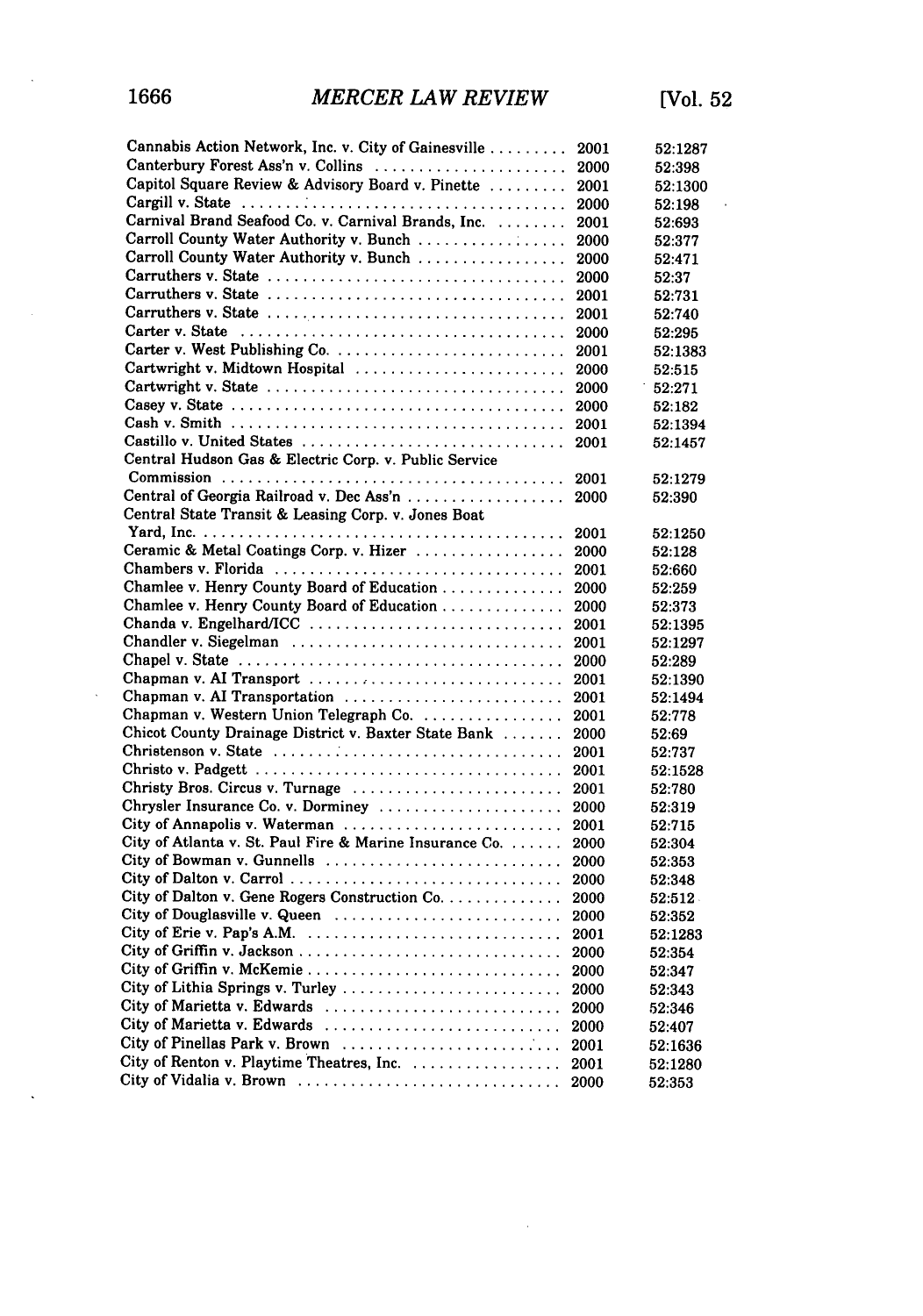| Case | Year | Citation |
|---|---|---|
| Cannabis Action Network, Inc. v. City of Gainesville | 2001 | 52:1287 |
| Canterbury Forest Ass'n v. Collins | 2000 | 52:398 |
| Capitol Square Review & Advisory Board v. Pinette | 2001 | 52:1300 |
| Cargill v. State | 2000 | 52:198 |
| Carnival Brand Seafood Co. v. Carnival Brands, Inc. | 2001 | 52:693 |
| Carroll County Water Authority v. Bunch | 2000 | 52:377 |
| Carroll County Water Authority v. Bunch | 2000 | 52:471 |
| Carruthers v. State | 2000 | 52:37 |
| Carruthers v. State | 2001 | 52:731 |
| Carruthers v. State | 2001 | 52:740 |
| Carter v. State | 2000 | 52:295 |
| Carter v. West Publishing Co. | 2001 | 52:1383 |
| Cartwright v. Midtown Hospital | 2000 | 52:515 |
| Cartwright v. State | 2000 | 52:271 |
| Casey v. State | 2000 | 52:182 |
| Cash v. Smith | 2001 | 52:1394 |
| Castillo v. United States | 2001 | 52:1457 |
| Central Hudson Gas & Electric Corp. v. Public Service Commission | 2001 | 52:1279 |
| Central of Georgia Railroad v. Dec Ass'n | 2000 | 52:390 |
| Central State Transit & Leasing Corp. v. Jones Boat Yard, Inc. | 2001 | 52:1250 |
| Ceramic & Metal Coatings Corp. v. Hizer | 2000 | 52:128 |
| Chambers v. Florida | 2001 | 52:660 |
| Chamlee v. Henry County Board of Education | 2000 | 52:259 |
| Chamlee v. Henry County Board of Education | 2000 | 52:373 |
| Chanda v. Engelhard/ICC | 2001 | 52:1395 |
| Chandler v. Siegelman | 2001 | 52:1297 |
| Chapel v. State | 2000 | 52:289 |
| Chapman v. AI Transport | 2001 | 52:1390 |
| Chapman v. AI Transportation | 2001 | 52:1494 |
| Chapman v. Western Union Telegraph Co. | 2001 | 52:778 |
| Chicot County Drainage District v. Baxter State Bank | 2000 | 52:69 |
| Christenson v. State | 2001 | 52:737 |
| Christo v. Padgett | 2001 | 52:1528 |
| Christy Bros. Circus v. Turnage | 2001 | 52:780 |
| Chrysler Insurance Co. v. Dorminey | 2000 | 52:319 |
| City of Annapolis v. Waterman | 2001 | 52:715 |
| City of Atlanta v. St. Paul Fire & Marine Insurance Co. | 2000 | 52:304 |
| City of Bowman v. Gunnells | 2000 | 52:353 |
| City of Dalton v. Carrol | 2000 | 52:348 |
| City of Dalton v. Gene Rogers Construction Co. | 2000 | 52:512 |
| City of Douglasville v. Queen | 2000 | 52:352 |
| City of Erie v. Pap's A.M. | 2001 | 52:1283 |
| City of Griffin v. Jackson | 2000 | 52:354 |
| City of Griffin v. McKemie | 2000 | 52:347 |
| City of Lithia Springs v. Turley | 2000 | 52:343 |
| City of Marietta v. Edwards | 2000 | 52:346 |
| City of Marietta v. Edwards | 2000 | 52:407 |
| City of Pinellas Park v. Brown | 2001 | 52:1636 |
| City of Renton v. Playtime Theatres, Inc. | 2001 | 52:1280 |
| City of Vidalia v. Brown | 2000 | 52:353 |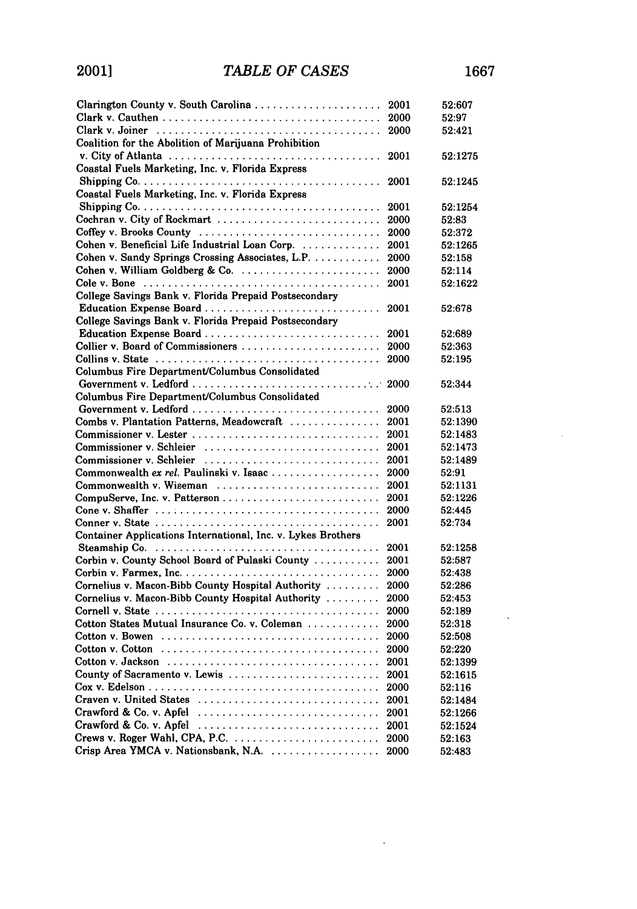| Case | Year | Citation |
|---|---|---|
| Clarington County v. South Carolina | 2001 | 52:607 |
| Clark v. Cauthen | 2000 | 52:97 |
| Clark v. Joiner | 2000 | 52:421 |
| Coalition for the Abolition of Marijuana Prohibition v. City of Atlanta | 2001 | 52:1275 |
| Coastal Fuels Marketing, Inc. v. Florida Express Shipping Co. | 2001 | 52:1245 |
| Coastal Fuels Marketing, Inc. v. Florida Express Shipping Co. | 2001 | 52:1254 |
| Cochran v. City of Rockmart | 2000 | 52:83 |
| Coffey v. Brooks County | 2000 | 52:372 |
| Cohen v. Beneficial Life Industrial Loan Corp. | 2001 | 52:1265 |
| Cohen v. Sandy Springs Crossing Associates, L.P. | 2000 | 52:158 |
| Cohen v. William Goldberg & Co. | 2000 | 52:114 |
| Cole v. Bone | 2001 | 52:1622 |
| College Savings Bank v. Florida Prepaid Postsecondary Education Expense Board | 2001 | 52:678 |
| College Savings Bank v. Florida Prepaid Postsecondary Education Expense Board | 2001 | 52:689 |
| Collier v. Board of Commissioners | 2000 | 52:363 |
| Collins v. State | 2000 | 52:195 |
| Columbus Fire Department/Columbus Consolidated Government v. Ledford | 2000 | 52:344 |
| Columbus Fire Department/Columbus Consolidated Government v. Ledford | 2000 | 52:513 |
| Combs v. Plantation Patterns, Meadowcraft | 2001 | 52:1390 |
| Commissioner v. Lester | 2001 | 52:1483 |
| Commissioner v. Schleier | 2001 | 52:1473 |
| Commissioner v. Schleier | 2001 | 52:1489 |
| Commonwealth *ex rel.* Paulinski v. Isaac | 2000 | 52:91 |
| Commonwealth v. Wiseman | 2001 | 52:1131 |
| CompuServe, Inc. v. Patterson | 2001 | 52:1226 |
| Cone v. Shaffer | 2000 | 52:445 |
| Conner v. State | 2001 | 52:734 |
| Container Applications International, Inc. v. Lykes Brothers Steamship Co. | 2001 | 52:1258 |
| Corbin v. County School Board of Pulaski County | 2001 | 52:587 |
| Corbin v. Farmex, Inc. | 2000 | 52:438 |
| Cornelius v. Macon-Bibb County Hospital Authority | 2000 | 52:286 |
| Cornelius v. Macon-Bibb County Hospital Authority | 2000 | 52:453 |
| Cornell v. State | 2000 | 52:189 |
| Cotton States Mutual Insurance Co. v. Coleman | 2000 | 52:318 |
| Cotton v. Bowen | 2000 | 52:508 |
| Cotton v. Cotton | 2000 | 52:220 |
| Cotton v. Jackson | 2001 | 52:1399 |
| County of Sacramento v. Lewis | 2001 | 52:1615 |
| Cox v. Edelson | 2000 | 52:116 |
| Craven v. United States | 2001 | 52:1484 |
| Crawford & Co. v. Apfel | 2001 | 52:1266 |
| Crawford & Co. v. Apfel | 2001 | 52:1524 |
| Crews v. Roger Wahl, CPA, P.C. | 2000 | 52:163 |
| Crisp Area YMCA v. Nationsbank, N.A. | 2000 | 52:483 |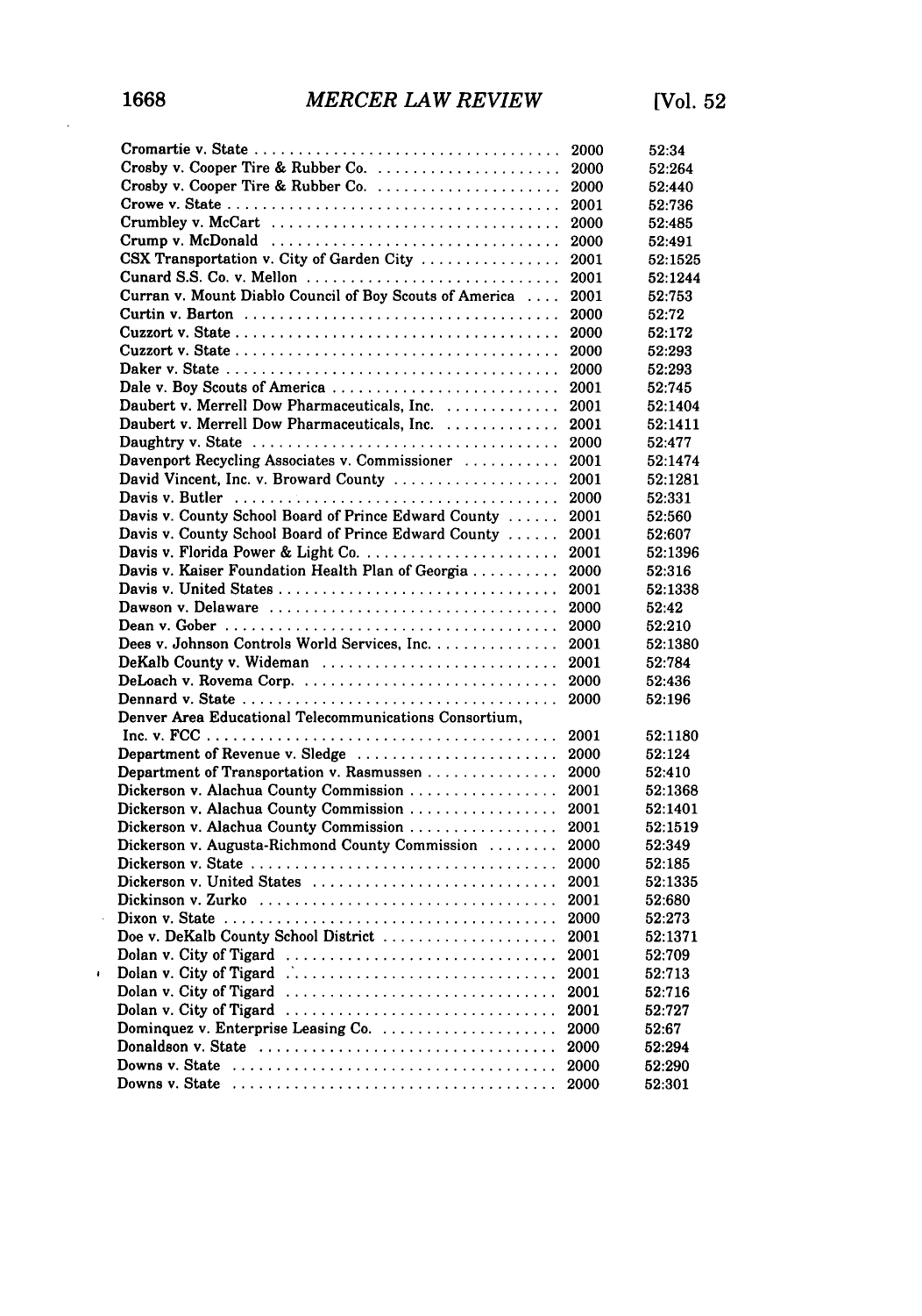| | | |
|---|---|---|
| Cromartie v. State | 2000 | 52:34 |
| Crosby v. Cooper Tire & Rubber Co. | 2000 | 52:264 |
| Crosby v. Cooper Tire & Rubber Co. | 2000 | 52:440 |
| Crowe v. State | 2001 | 52:736 |
| Crumbley v. McCart | 2000 | 52:485 |
| Crump v. McDonald | 2000 | 52:491 |
| CSX Transportation v. City of Garden City | 2001 | 52:1525 |
| Cunard S.S. Co. v. Mellon | 2001 | 52:1244 |
| Curran v. Mount Diablo Council of Boy Scouts of America | 2001 | 52:753 |
| Curtin v. Barton | 2000 | 52:72 |
| Cuzzort v. State | 2000 | 52:172 |
| Cuzzort v. State | 2000 | 52:293 |
| Daker v. State | 2000 | 52:293 |
| Dale v. Boy Scouts of America | 2001 | 52:745 |
| Daubert v. Merrell Dow Pharmaceuticals, Inc. | 2001 | 52:1404 |
| Daubert v. Merrell Dow Pharmaceuticals, Inc. | 2001 | 52:1411 |
| Daughtry v. State | 2000 | 52:477 |
| Davenport Recycling Associates v. Commissioner | 2001 | 52:1474 |
| David Vincent, Inc. v. Broward County | 2001 | 52:1281 |
| Davis v. Butler | 2000 | 52:331 |
| Davis v. County School Board of Prince Edward County | 2001 | 52:560 |
| Davis v. County School Board of Prince Edward County | 2001 | 52:607 |
| Davis v. Florida Power & Light Co. | 2001 | 52:1396 |
| Davis v. Kaiser Foundation Health Plan of Georgia | 2000 | 52:316 |
| Davis v. United States | 2001 | 52:1338 |
| Dawson v. Delaware | 2000 | 52:42 |
| Dean v. Gober | 2000 | 52:210 |
| Dees v. Johnson Controls World Services, Inc. | 2001 | 52:1380 |
| DeKalb County v. Wideman | 2001 | 52:784 |
| DeLoach v. Rovema Corp. | 2000 | 52:436 |
| Dennard v. State | 2000 | 52:196 |
| Denver Area Educational Telecommunications Consortium, Inc. v. FCC | 2001 | 52:1180 |
| Department of Revenue v. Sledge | 2000 | 52:124 |
| Department of Transportation v. Rasmussen | 2000 | 52:410 |
| Dickerson v. Alachua County Commission | 2001 | 52:1368 |
| Dickerson v. Alachua County Commission | 2001 | 52:1401 |
| Dickerson v. Alachua County Commission | 2001 | 52:1519 |
| Dickerson v. Augusta-Richmond County Commission | 2000 | 52:349 |
| Dickerson v. State | 2000 | 52:185 |
| Dickerson v. United States | 2001 | 52:1335 |
| Dickinson v. Zurko | 2001 | 52:680 |
| Dixon v. State | 2000 | 52:273 |
| Doe v. DeKalb County School District | 2001 | 52:1371 |
| Dolan v. City of Tigard | 2001 | 52:709 |
| Dolan v. City of Tigard | 2001 | 52:713 |
| Dolan v. City of Tigard | 2001 | 52:716 |
| Dolan v. City of Tigard | 2001 | 52:727 |
| Dominquez v. Enterprise Leasing Co. | 2000 | 52:67 |
| Donaldson v. State | 2000 | 52:294 |
| Downs v. State | 2000 | 52:290 |
| Downs v. State | 2000 | 52:301 |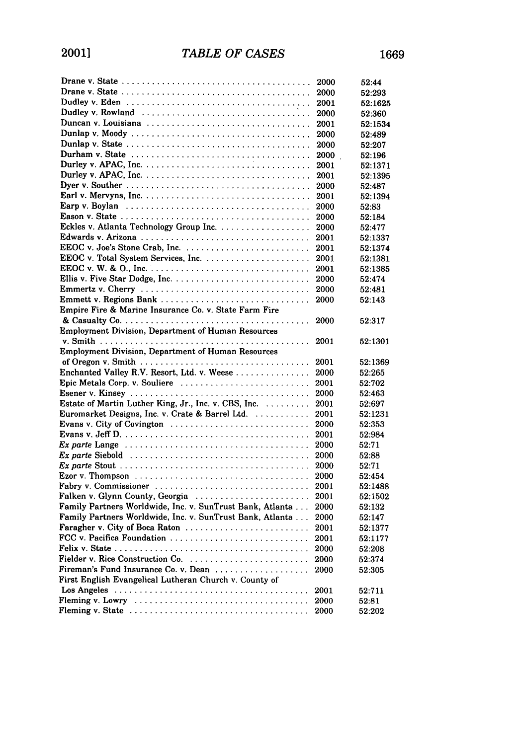| Case | Year | Cite |
|---|---|---|
| Drane v. State | 2000 | 52:44 |
| Drane v. State | 2000 | 52:293 |
| Dudley v. Eden | 2001 | 52:1625 |
| Dudley v. Rowland | 2000 | 52:360 |
| Duncan v. Louisiana | 2001 | 52:1534 |
| Dunlap v. Moody | 2000 | 52:489 |
| Dunlap v. State | 2000 | 52:207 |
| Durham v. State | 2000 | 52:196 |
| Durley v. APAC, Inc. | 2001 | 52:1371 |
| Durley v. APAC, Inc. | 2001 | 52:1395 |
| Dyer v. Souther | 2000 | 52:487 |
| Earl v. Mervyns, Inc. | 2001 | 52:1394 |
| Earp v. Boylan | 2000 | 52:83 |
| Eason v. State | 2000 | 52:184 |
| Eckles v. Atlanta Technology Group Inc. | 2000 | 52:477 |
| Edwards v. Arizona | 2001 | 52:1337 |
| EEOC v. Joe's Stone Crab, Inc. | 2001 | 52:1374 |
| EEOC v. Total System Services, Inc. | 2001 | 52:1381 |
| EEOC v. W. & O., Inc. | 2001 | 52:1385 |
| Ellis v. Five Star Dodge, Inc. | 2000 | 52:474 |
| Emmertz v. Cherry | 2000 | 52:481 |
| Emmett v. Regions Bank | 2000 | 52:143 |
| Empire Fire & Marine Insurance Co. v. State Farm Fire & Casualty Co. | 2000 | 52:317 |
| Employment Division, Department of Human Resources v. Smith | 2001 | 52:1301 |
| Employment Division, Department of Human Resources of Oregon v. Smith | 2001 | 52:1369 |
| Enchanted Valley R.V. Resort, Ltd. v. Weese | 2000 | 52:265 |
| Epic Metals Corp. v. Souliere | 2001 | 52:702 |
| Esener v. Kinsey | 2000 | 52:463 |
| Estate of Martin Luther King, Jr., Inc. v. CBS, Inc. | 2001 | 52:697 |
| Euromarket Designs, Inc. v. Crate & Barrel Ltd. | 2001 | 52:1231 |
| Evans v. City of Covington | 2000 | 52:353 |
| Evans v. Jeff D. | 2001 | 52:984 |
| *Ex parte* Lange | 2000 | 52:71 |
| *Ex parte* Siebold | 2000 | 52:88 |
| *Ex parte* Stout | 2000 | 52:71 |
| Ezor v. Thompson | 2000 | 52:454 |
| Fabry v. Commissioner | 2001 | 52:1488 |
| Falken v. Glynn County, Georgia | 2001 | 52:1502 |
| Family Partners Worldwide, Inc. v. SunTrust Bank, Atlanta | 2000 | 52:132 |
| Family Partners Worldwide, Inc. v. SunTrust Bank, Atlanta | 2000 | 52:147 |
| Faragher v. City of Boca Raton | 2001 | 52:1377 |
| FCC v. Pacifica Foundation | 2001 | 52:1177 |
| Felix v. State | 2000 | 52:208 |
| Fielder v. Rice Construction Co. | 2000 | 52:374 |
| Fireman's Fund Insurance Co. v. Dean | 2000 | 52:305 |
| First English Evangelical Lutheran Church v. County of Los Angeles | 2001 | 52:711 |
| Fleming v. Lowry | 2000 | 52:81 |
| Fleming v. State | 2000 | 52:202 |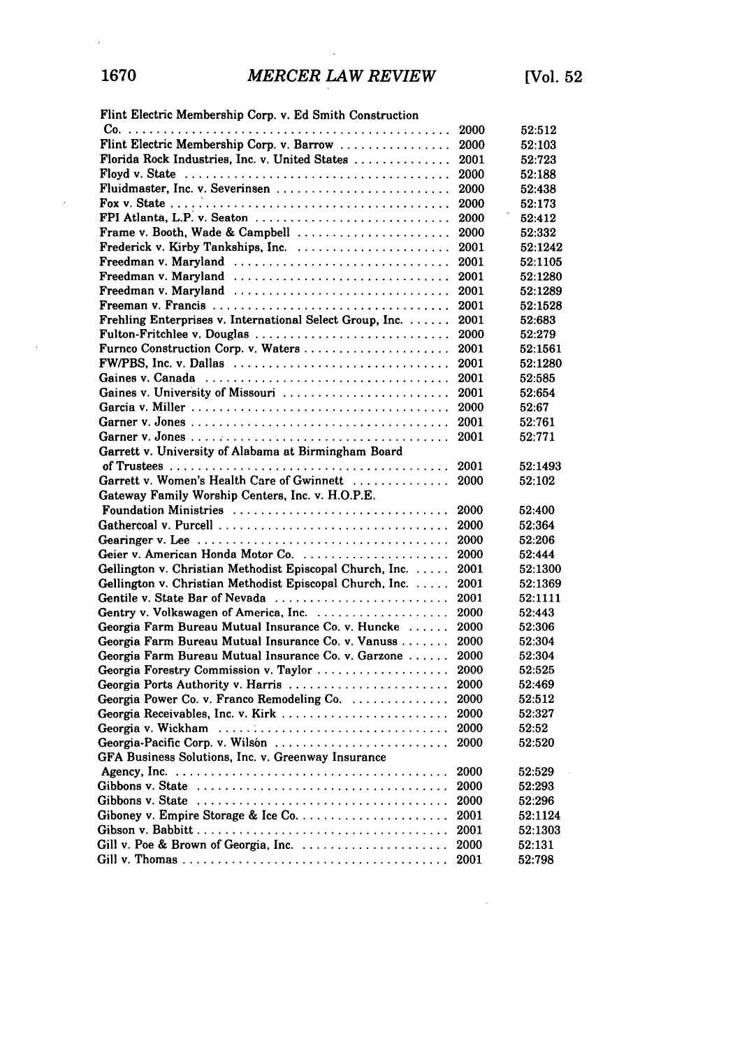| Case | Year | Cite |
|---|---|---|
| Flint Electric Membership Corp. v. Ed Smith Construction Co. | 2000 | 52:512 |
| Flint Electric Membership Corp. v. Barrow | 2000 | 52:103 |
| Florida Rock Industries, Inc. v. United States | 2001 | 52:723 |
| Floyd v. State | 2000 | 52:188 |
| Fluidmaster, Inc. v. Severinsen | 2000 | 52:438 |
| Fox v. State | 2000 | 52:173 |
| FPI Atlanta, L.P. v. Seaton | 2000 | 52:412 |
| Frame v. Booth, Wade & Campbell | 2000 | 52:332 |
| Frederick v. Kirby Tankships, Inc. | 2001 | 52:1242 |
| Freedman v. Maryland | 2001 | 52:1105 |
| Freedman v. Maryland | 2001 | 52:1280 |
| Freedman v. Maryland | 2001 | 52:1289 |
| Freeman v. Francis | 2001 | 52:1528 |
| Frehling Enterprises v. International Select Group, Inc. | 2001 | 52:683 |
| Fulton-Fritchlee v. Douglas | 2000 | 52:279 |
| Furnco Construction Corp. v. Waters | 2001 | 52:1561 |
| FW/PBS, Inc. v. Dallas | 2001 | 52:1280 |
| Gaines v. Canada | 2001 | 52:585 |
| Gaines v. University of Missouri | 2001 | 52:654 |
| Garcia v. Miller | 2000 | 52:67 |
| Garner v. Jones | 2001 | 52:761 |
| Garner v. Jones | 2001 | 52:771 |
| Garrett v. University of Alabama at Birmingham Board of Trustees | 2001 | 52:1493 |
| Garrett v. Women's Health Care of Gwinnett | 2000 | 52:102 |
| Gateway Family Worship Centers, Inc. v. H.O.P.E. Foundation Ministries | 2000 | 52:400 |
| Gathercoal v. Purcell | 2000 | 52:364 |
| Gearinger v. Lee | 2000 | 52:206 |
| Geier v. American Honda Motor Co. | 2000 | 52:444 |
| Gellington v. Christian Methodist Episcopal Church, Inc. | 2001 | 52:1300 |
| Gellington v. Christian Methodist Episcopal Church, Inc. | 2001 | 52:1369 |
| Gentile v. State Bar of Nevada | 2001 | 52:1111 |
| Gentry v. Volkswagen of America, Inc. | 2000 | 52:443 |
| Georgia Farm Bureau Mutual Insurance Co. v. Huncke | 2000 | 52:306 |
| Georgia Farm Bureau Mutual Insurance Co. v. Vanuss | 2000 | 52:304 |
| Georgia Farm Bureau Mutual Insurance Co. v. Garzone | 2000 | 52:304 |
| Georgia Forestry Commission v. Taylor | 2000 | 52:525 |
| Georgia Ports Authority v. Harris | 2000 | 52:469 |
| Georgia Power Co. v. Franco Remodeling Co. | 2000 | 52:512 |
| Georgia Receivables, Inc. v. Kirk | 2000 | 52:327 |
| Georgia v. Wickham | 2000 | 52:52 |
| Georgia-Pacific Corp. v. Wilsón | 2000 | 52:520 |
| GFA Business Solutions, Inc. v. Greenway Insurance Agency, Inc. | 2000 | 52:529 |
| Gibbons v. State | 2000 | 52:293 |
| Gibbons v. State | 2000 | 52:296 |
| Giboney v. Empire Storage & Ice Co. | 2001 | 52:1124 |
| Gibson v. Babbitt | 2001 | 52:1303 |
| Gill v. Poe & Brown of Georgia, Inc. | 2000 | 52:131 |
| Gill v. Thomas | 2001 | 52:798 |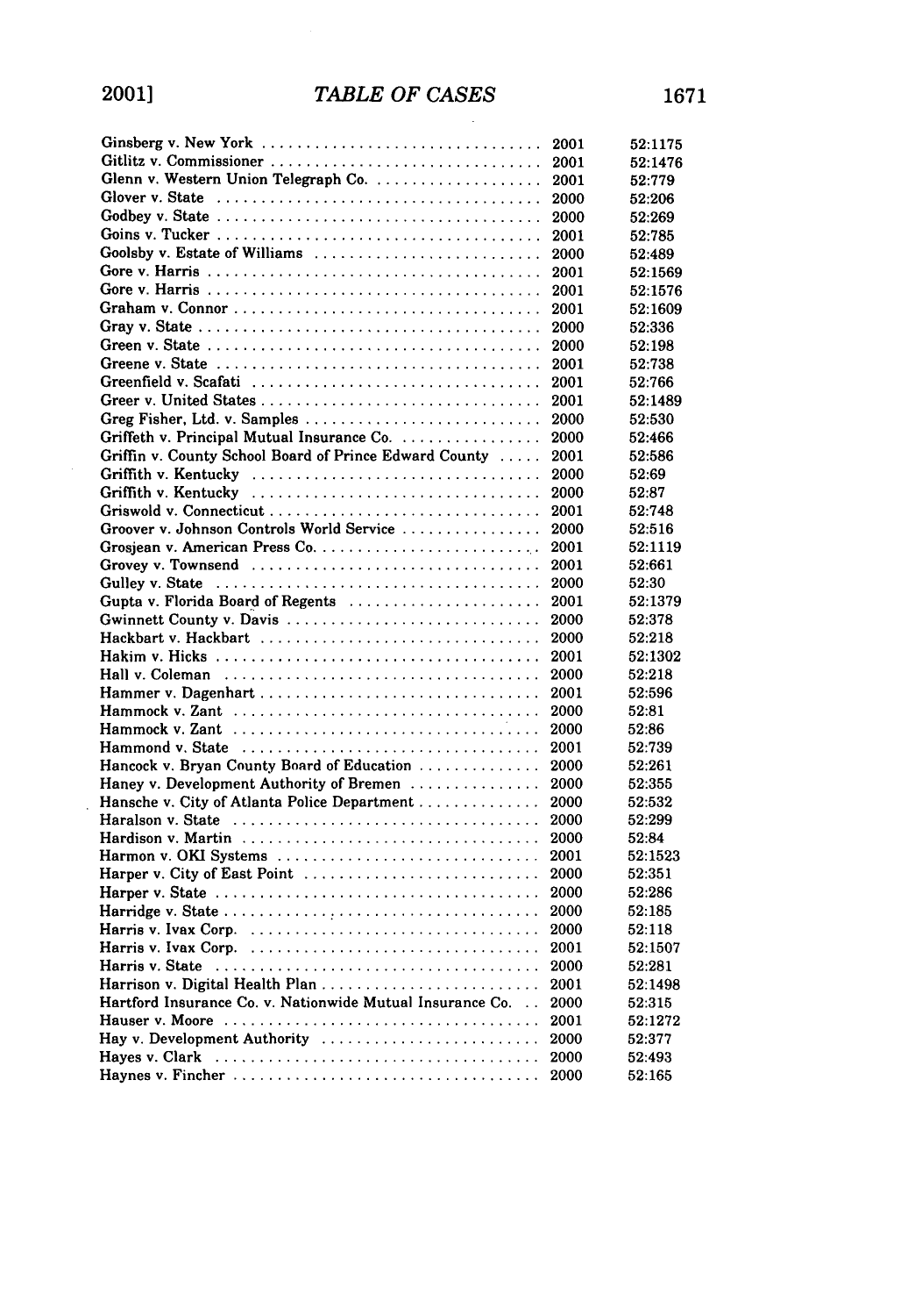## TABLE OF CASES

| | | |
|---|---|---|
| Ginsberg v. New York | 2001 | 52:1175 |
| Gitlitz v. Commissioner | 2001 | 52:1476 |
| Glenn v. Western Union Telegraph Co. | 2001 | 52:779 |
| Glover v. State | 2000 | 52:206 |
| Godbey v. State | 2000 | 52:269 |
| Goins v. Tucker | 2001 | 52:785 |
| Goolsby v. Estate of Williams | 2000 | 52:489 |
| Gore v. Harris | 2001 | 52:1569 |
| Gore v. Harris | 2001 | 52:1576 |
| Graham v. Connor | 2001 | 52:1609 |
| Gray v. State | 2000 | 52:336 |
| Green v. State | 2000 | 52:198 |
| Greene v. State | 2001 | 52:738 |
| Greenfield v. Scafati | 2001 | 52:766 |
| Greer v. United States | 2001 | 52:1489 |
| Greg Fisher, Ltd. v. Samples | 2000 | 52:530 |
| Griffeth v. Principal Mutual Insurance Co. | 2000 | 52:466 |
| Griffin v. County School Board of Prince Edward County | 2001 | 52:586 |
| Griffith v. Kentucky | 2000 | 52:69 |
| Griffith v. Kentucky | 2000 | 52:87 |
| Griswold v. Connecticut | 2001 | 52:748 |
| Groover v. Johnson Controls World Service | 2000 | 52:516 |
| Grosjean v. American Press Co. | 2001 | 52:1119 |
| Grovey v. Townsend | 2001 | 52:661 |
| Gulley v. State | 2000 | 52:30 |
| Gupta v. Florida Board of Regents | 2001 | 52:1379 |
| Gwinnett County v. Davis | 2000 | 52:378 |
| Hackbart v. Hackbart | 2000 | 52:218 |
| Hakim v. Hicks | 2001 | 52:1302 |
| Hall v. Coleman | 2000 | 52:218 |
| Hammer v. Dagenhart | 2001 | 52:596 |
| Hammock v. Zant | 2000 | 52:81 |
| Hammock v. Zant | 2000 | 52:86 |
| Hammond v. State | 2001 | 52:739 |
| Hancock v. Bryan County Board of Education | 2000 | 52:261 |
| Haney v. Development Authority of Bremen | 2000 | 52:355 |
| Hansche v. City of Atlanta Police Department | 2000 | 52:532 |
| Haralson v. State | 2000 | 52:299 |
| Hardison v. Martin | 2000 | 52:84 |
| Harmon v. OKI Systems | 2001 | 52:1523 |
| Harper v. City of East Point | 2000 | 52:351 |
| Harper v. State | 2000 | 52:286 |
| Harridge v. State | 2000 | 52:185 |
| Harris v. Ivax Corp. | 2000 | 52:118 |
| Harris v. Ivax Corp. | 2001 | 52:1507 |
| Harris v. State | 2000 | 52:281 |
| Harrison v. Digital Health Plan | 2001 | 52:1498 |
| Hartford Insurance Co. v. Nationwide Mutual Insurance Co. | 2000 | 52:315 |
| Hauser v. Moore | 2001 | 52:1272 |
| Hay v. Development Authority | 2000 | 52:377 |
| Hayes v. Clark | 2000 | 52:493 |
| Haynes v. Fincher | 2000 | 52:165 |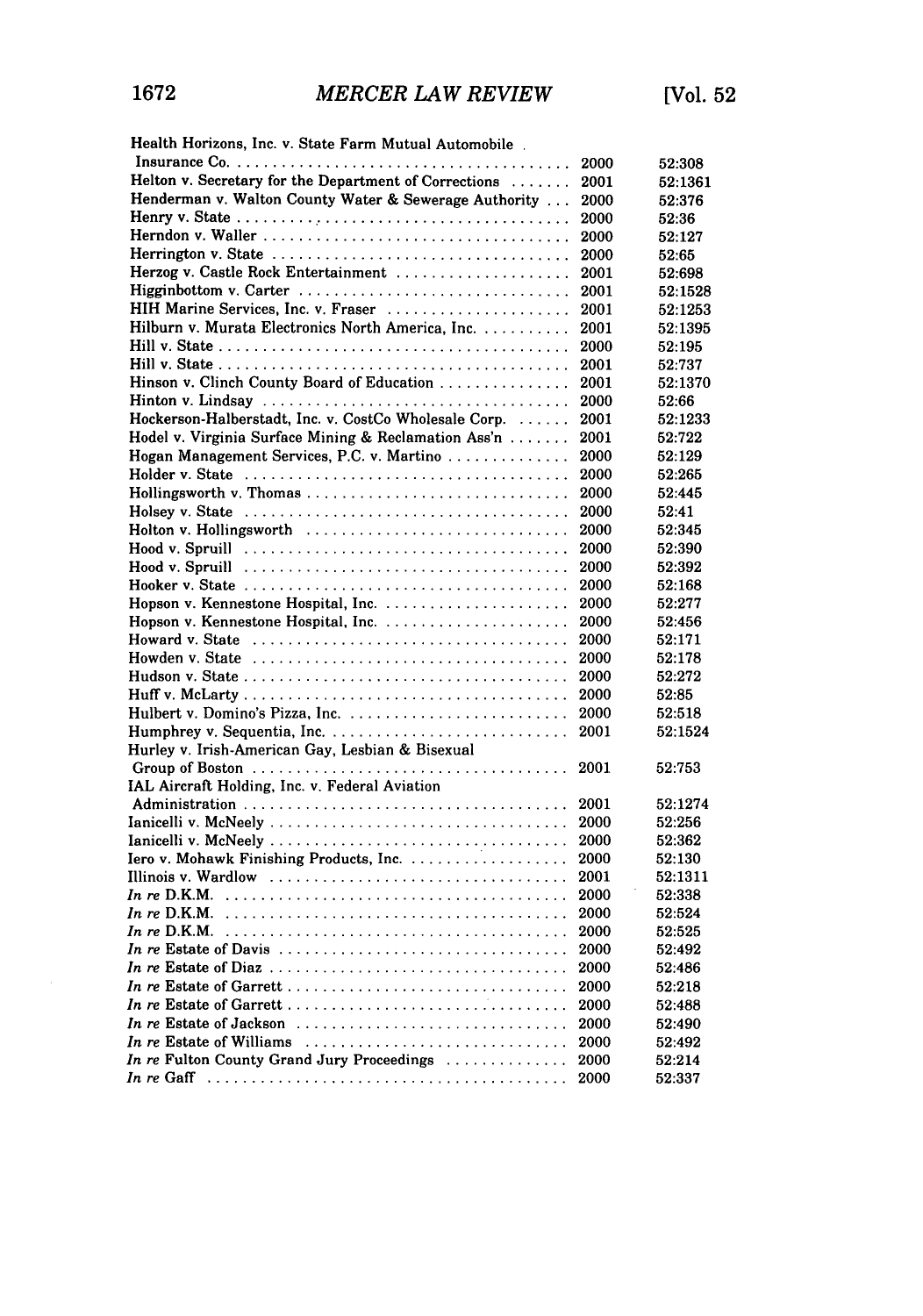| | | |
|---|---|---|
| Health Horizons, Inc. v. State Farm Mutual Automobile Insurance Co. | 2000 | 52:308 |
| Helton v. Secretary for the Department of Corrections | 2001 | 52:1361 |
| Henderman v. Walton County Water & Sewerage Authority | 2000 | 52:376 |
| Henry v. State | 2000 | 52:36 |
| Herndon v. Waller | 2000 | 52:127 |
| Herrington v. State | 2000 | 52:65 |
| Herzog v. Castle Rock Entertainment | 2001 | 52:698 |
| Higginbottom v. Carter | 2001 | 52:1528 |
| HIH Marine Services, Inc. v. Fraser | 2001 | 52:1253 |
| Hilburn v. Murata Electronics North America, Inc. | 2001 | 52:1395 |
| Hill v. State | 2000 | 52:195 |
| Hill v. State | 2001 | 52:737 |
| Hinson v. Clinch County Board of Education | 2001 | 52:1370 |
| Hinton v. Lindsay | 2000 | 52:66 |
| Hockerson-Halberstadt, Inc. v. CostCo Wholesale Corp. | 2001 | 52:1233 |
| Hodel v. Virginia Surface Mining & Reclamation Ass'n | 2001 | 52:722 |
| Hogan Management Services, P.C. v. Martino | 2000 | 52:129 |
| Holder v. State | 2000 | 52:265 |
| Hollingsworth v. Thomas | 2000 | 52:445 |
| Holsey v. State | 2000 | 52:41 |
| Holton v. Hollingsworth | 2000 | 52:345 |
| Hood v. Spruill | 2000 | 52:390 |
| Hood v. Spruill | 2000 | 52:392 |
| Hooker v. State | 2000 | 52:168 |
| Hopson v. Kennestone Hospital, Inc. | 2000 | 52:277 |
| Hopson v. Kennestone Hospital, Inc. | 2000 | 52:456 |
| Howard v. State | 2000 | 52:171 |
| Howden v. State | 2000 | 52:178 |
| Hudson v. State | 2000 | 52:272 |
| Huff v. McLarty | 2000 | 52:85 |
| Hulbert v. Domino's Pizza, Inc. | 2000 | 52:518 |
| Humphrey v. Sequentia, Inc. | 2001 | 52:1524 |
| Hurley v. Irish-American Gay, Lesbian & Bisexual Group of Boston | 2001 | 52:753 |
| IAL Aircraft Holding, Inc. v. Federal Aviation Administration | 2001 | 52:1274 |
| Ianicelli v. McNeely | 2000 | 52:256 |
| Ianicelli v. McNeely | 2000 | 52:362 |
| Iero v. Mohawk Finishing Products, Inc. | 2000 | 52:130 |
| Illinois v. Wardlow | 2001 | 52:1311 |
| *In re* D.K.M. | 2000 | 52:338 |
| *In re* D.K.M. | 2000 | 52:524 |
| *In re* D.K.M. | 2000 | 52:525 |
| *In re* Estate of Davis | 2000 | 52:492 |
| *In re* Estate of Diaz | 2000 | 52:486 |
| *In re* Estate of Garrett | 2000 | 52:218 |
| *In re* Estate of Garrett | 2000 | 52:488 |
| *In re* Estate of Jackson | 2000 | 52:490 |
| *In re* Estate of Williams | 2000 | 52:492 |
| *In re* Fulton County Grand Jury Proceedings | 2000 | 52:214 |
| *In re* Gaff | 2000 | 52:337 |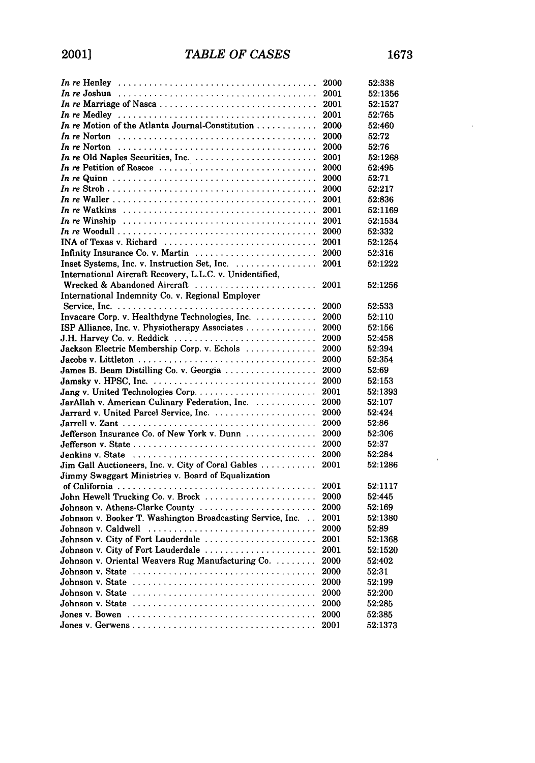| | | |
|---|---|---|
| *In re* Henley | 2000 | 52:338 |
| *In re* Joshua | 2001 | 52:1356 |
| *In re* Marriage of Nasca | 2001 | 52:1527 |
| *In re* Medley | 2001 | 52:765 |
| *In re* Motion of the Atlanta Journal-Constitution | 2000 | 52:460 |
| *In re* Norton | 2000 | 52:72 |
| *In re* Norton | 2000 | 52:76 |
| *In re* Old Naples Securities, Inc. | 2001 | 52:1268 |
| *In re* Petition of Roscoe | 2000 | 52:495 |
| *In re* Quinn | 2000 | 52:71 |
| *In re* Stroh | 2000 | 52:217 |
| *In re* Waller | 2001 | 52:836 |
| *In re* Watkins | 2001 | 52:1169 |
| *In re* Winship | 2001 | 52:1534 |
| *In re* Woodall | 2000 | 52:332 |
| INA of Texas v. Richard | 2001 | 52:1254 |
| Infinity Insurance Co. v. Martin | 2000 | 52:316 |
| Inset Systems, Inc. v. Instruction Set, Inc. | 2001 | 52:1222 |
| International Aircraft Recovery, L.L.C. v. Unidentified, Wrecked & Abandoned Aircraft | 2001 | 52:1256 |
| International Indemnity Co. v. Regional Employer Service, Inc. | 2000 | 52:533 |
| Invacare Corp. v. Healthdyne Technologies, Inc. | 2000 | 52:110 |
| ISP Alliance, Inc. v. Physiotherapy Associates | 2000 | 52:156 |
| J.H. Harvey Co. v. Reddick | 2000 | 52:458 |
| Jackson Electric Membership Corp. v. Echols | 2000 | 52:394 |
| Jacobs v. Littleton | 2000 | 52:354 |
| James B. Beam Distilling Co. v. Georgia | 2000 | 52:69 |
| Jamsky v. HPSC, Inc. | 2000 | 52:153 |
| Jang v. United Technologies Corp. | 2001 | 52:1393 |
| JarAllah v. American Culinary Federation, Inc. | 2000 | 52:107 |
| Jarrard v. United Parcel Service, Inc. | 2000 | 52:424 |
| Jarrell v. Zant | 2000 | 52:86 |
| Jefferson Insurance Co. of New York v. Dunn | 2000 | 52:306 |
| Jefferson v. State | 2000 | 52:37 |
| Jenkins v. State | 2000 | 52:284 |
| Jim Gall Auctioneers, Inc. v. City of Coral Gables | 2001 | 52:1286 |
| Jimmy Swaggart Ministries v. Board of Equalization of California | 2001 | 52:1117 |
| John Hewell Trucking Co. v. Brock | 2000 | 52:445 |
| Johnson v. Athens-Clarke County | 2000 | 52:169 |
| Johnson v. Booker T. Washington Broadcasting Service, Inc. | 2001 | 52:1380 |
| Johnson v. Caldwell | 2000 | 52:89 |
| Johnson v. City of Fort Lauderdale | 2001 | 52:1368 |
| Johnson v. City of Fort Lauderdale | 2001 | 52:1520 |
| Johnson v. Oriental Weavers Rug Manufacturing Co. | 2000 | 52:402 |
| Johnson v. State | 2000 | 52:31 |
| Johnson v. State | 2000 | 52:199 |
| Johnson v. State | 2000 | 52:200 |
| Johnson v. State | 2000 | 52:285 |
| Jones v. Bowen | 2000 | 52:385 |
| Jones v. Gerwens | 2001 | 52:1373 |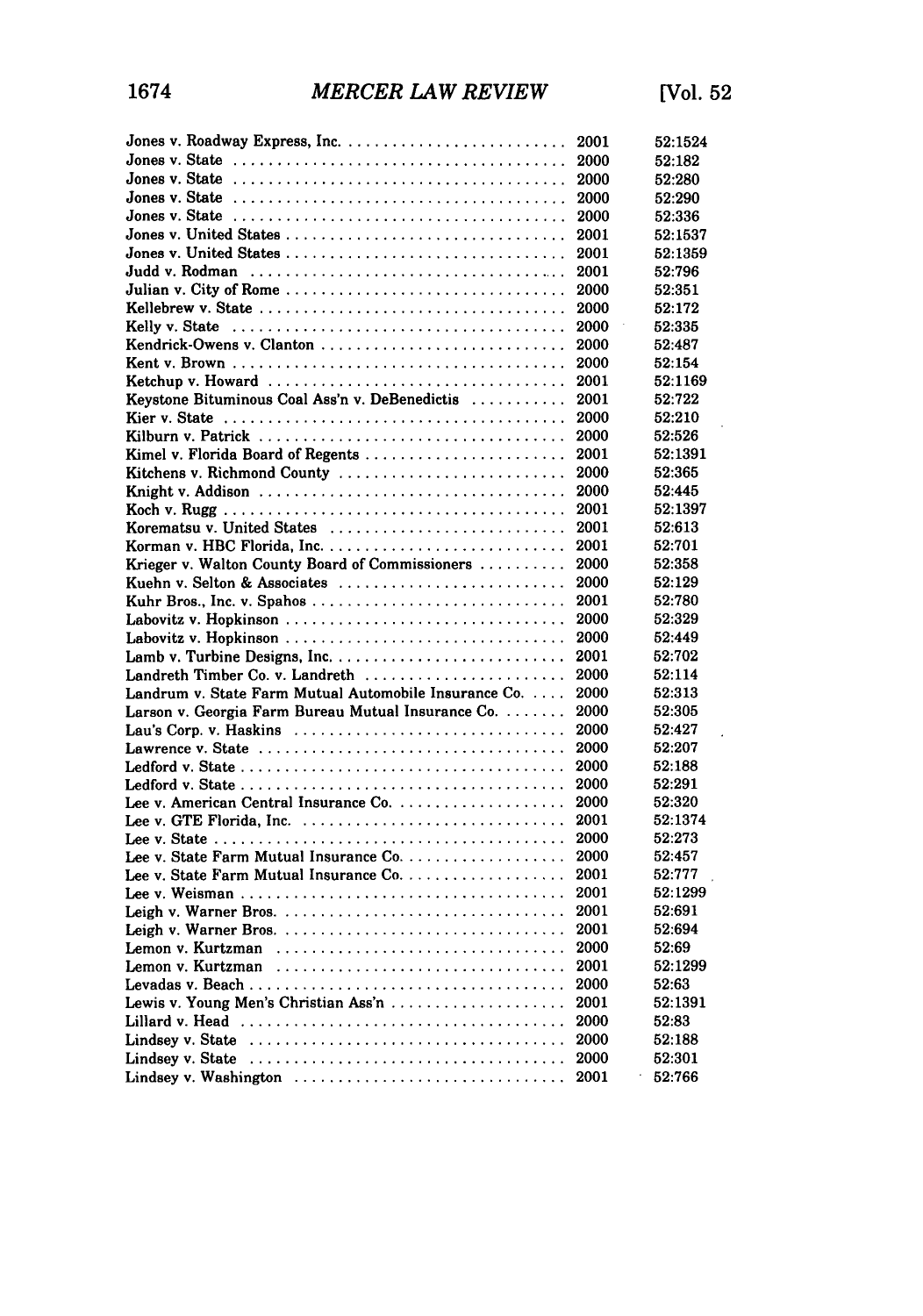| | | |
|---|---|---|
| Jones v. Roadway Express, Inc. | 2001 | 52:1524 |
| Jones v. State | 2000 | 52:182 |
| Jones v. State | 2000 | 52:280 |
| Jones v. State | 2000 | 52:290 |
| Jones v. State | 2000 | 52:336 |
| Jones v. United States | 2001 | 52:1537 |
| Jones v. United States | 2001 | 52:1359 |
| Judd v. Rodman | 2001 | 52:796 |
| Julian v. City of Rome | 2000 | 52:351 |
| Kellebrew v. State | 2000 | 52:172 |
| Kelly v. State | 2000 | 52:335 |
| Kendrick-Owens v. Clanton | 2000 | 52:487 |
| Kent v. Brown | 2000 | 52:154 |
| Ketchup v. Howard | 2001 | 52:1169 |
| Keystone Bituminous Coal Ass'n v. DeBenedictis | 2001 | 52:722 |
| Kier v. State | 2000 | 52:210 |
| Kilburn v. Patrick | 2000 | 52:526 |
| Kimel v. Florida Board of Regents | 2001 | 52:1391 |
| Kitchens v. Richmond County | 2000 | 52:365 |
| Knight v. Addison | 2000 | 52:445 |
| Koch v. Rugg | 2001 | 52:1397 |
| Korematsu v. United States | 2001 | 52:613 |
| Korman v. HBC Florida, Inc. | 2001 | 52:701 |
| Krieger v. Walton County Board of Commissioners | 2000 | 52:358 |
| Kuehn v. Selton & Associates | 2000 | 52:129 |
| Kuhr Bros., Inc. v. Spahos | 2001 | 52:780 |
| Labovitz v. Hopkinson | 2000 | 52:329 |
| Labovitz v. Hopkinson | 2000 | 52:449 |
| Lamb v. Turbine Designs, Inc. | 2001 | 52:702 |
| Landreth Timber Co. v. Landreth | 2000 | 52:114 |
| Landrum v. State Farm Mutual Automobile Insurance Co. | 2000 | 52:313 |
| Larson v. Georgia Farm Bureau Mutual Insurance Co. | 2000 | 52:305 |
| Lau's Corp. v. Haskins | 2000 | 52:427 |
| Lawrence v. State | 2000 | 52:207 |
| Ledford v. State | 2000 | 52:188 |
| Ledford v. State | 2000 | 52:291 |
| Lee v. American Central Insurance Co. | 2000 | 52:320 |
| Lee v. GTE Florida, Inc. | 2001 | 52:1374 |
| Lee v. State | 2000 | 52:273 |
| Lee v. State Farm Mutual Insurance Co. | 2000 | 52:457 |
| Lee v. State Farm Mutual Insurance Co. | 2001 | 52:777 |
| Lee v. Weisman | 2001 | 52:1299 |
| Leigh v. Warner Bros. | 2001 | 52:691 |
| Leigh v. Warner Bros. | 2001 | 52:694 |
| Lemon v. Kurtzman | 2000 | 52:69 |
| Lemon v. Kurtzman | 2001 | 52:1299 |
| Levadas v. Beach | 2000 | 52:63 |
| Lewis v. Young Men's Christian Ass'n | 2001 | 52:1391 |
| Lillard v. Head | 2000 | 52:83 |
| Lindsey v. State | 2000 | 52:188 |
| Lindsey v. State | 2000 | 52:301 |
| Lindsey v. Washington | 2001 | 52:766 |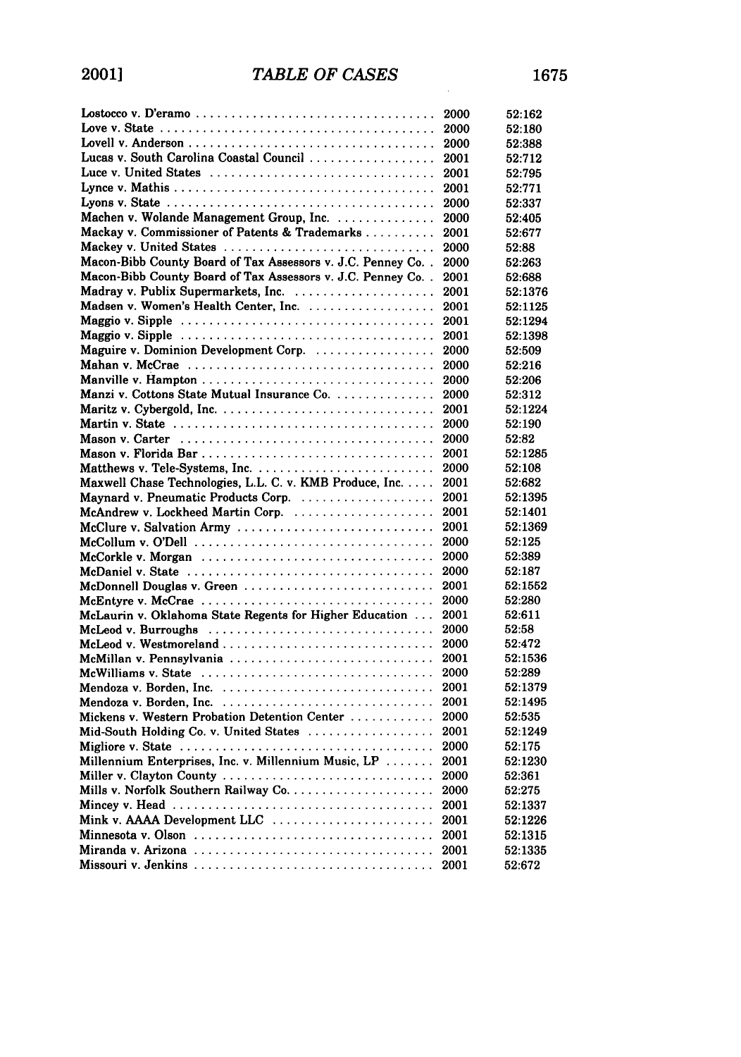| Case | Year | Citation |
|---|---|---|
| Lostocco v. D'eramo | 2000 | 52:162 |
| Love v. State | 2000 | 52:180 |
| Lovell v. Anderson | 2000 | 52:388 |
| Lucas v. South Carolina Coastal Council | 2001 | 52:712 |
| Luce v. United States | 2001 | 52:795 |
| Lynce v. Mathis | 2001 | 52:771 |
| Lyons v. State | 2000 | 52:337 |
| Machen v. Wolande Management Group, Inc. | 2000 | 52:405 |
| Mackay v. Commissioner of Patents & Trademarks | 2001 | 52:677 |
| Mackey v. United States | 2000 | 52:88 |
| Macon-Bibb County Board of Tax Assessors v. J.C. Penney Co. | 2000 | 52:263 |
| Macon-Bibb County Board of Tax Assessors v. J.C. Penney Co. | 2001 | 52:688 |
| Madray v. Publix Supermarkets, Inc. | 2001 | 52:1376 |
| Madsen v. Women's Health Center, Inc. | 2001 | 52:1125 |
| Maggio v. Sipple | 2001 | 52:1294 |
| Maggio v. Sipple | 2001 | 52:1398 |
| Maguire v. Dominion Development Corp. | 2000 | 52:509 |
| Mahan v. McCrae | 2000 | 52:216 |
| Manville v. Hampton | 2000 | 52:206 |
| Manzi v. Cottons State Mutual Insurance Co. | 2000 | 52:312 |
| Maritz v. Cybergold, Inc. | 2001 | 52:1224 |
| Martin v. State | 2000 | 52:190 |
| Mason v. Carter | 2000 | 52:82 |
| Mason v. Florida Bar | 2001 | 52:1285 |
| Matthews v. Tele-Systems, Inc. | 2000 | 52:108 |
| Maxwell Chase Technologies, L.L. C. v. KMB Produce, Inc. | 2001 | 52:682 |
| Maynard v. Pneumatic Products Corp. | 2001 | 52:1395 |
| McAndrew v. Lockheed Martin Corp. | 2001 | 52:1401 |
| McClure v. Salvation Army | 2001 | 52:1369 |
| McCollum v. O'Dell | 2000 | 52:125 |
| McCorkle v. Morgan | 2000 | 52:389 |
| McDaniel v. State | 2000 | 52:187 |
| McDonnell Douglas v. Green | 2001 | 52:1552 |
| McEntyre v. McCrae | 2000 | 52:280 |
| McLaurin v. Oklahoma State Regents for Higher Education | 2001 | 52:611 |
| McLeod v. Burroughs | 2000 | 52:58 |
| McLeod v. Westmoreland | 2000 | 52:472 |
| McMillan v. Pennsylvania | 2001 | 52:1536 |
| McWilliams v. State | 2000 | 52:289 |
| Mendoza v. Borden, Inc. | 2001 | 52:1379 |
| Mendoza v. Borden, Inc. | 2001 | 52:1495 |
| Mickens v. Western Probation Detention Center | 2000 | 52:535 |
| Mid-South Holding Co. v. United States | 2001 | 52:1249 |
| Migliore v. State | 2000 | 52:175 |
| Millennium Enterprises, Inc. v. Millennium Music, LP | 2001 | 52:1230 |
| Miller v. Clayton County | 2000 | 52:361 |
| Mills v. Norfolk Southern Railway Co. | 2000 | 52:275 |
| Mincey v. Head | 2001 | 52:1337 |
| Mink v. AAAA Development LLC | 2001 | 52:1226 |
| Minnesota v. Olson | 2001 | 52:1315 |
| Miranda v. Arizona | 2001 | 52:1335 |
| Missouri v. Jenkins | 2001 | 52:672 |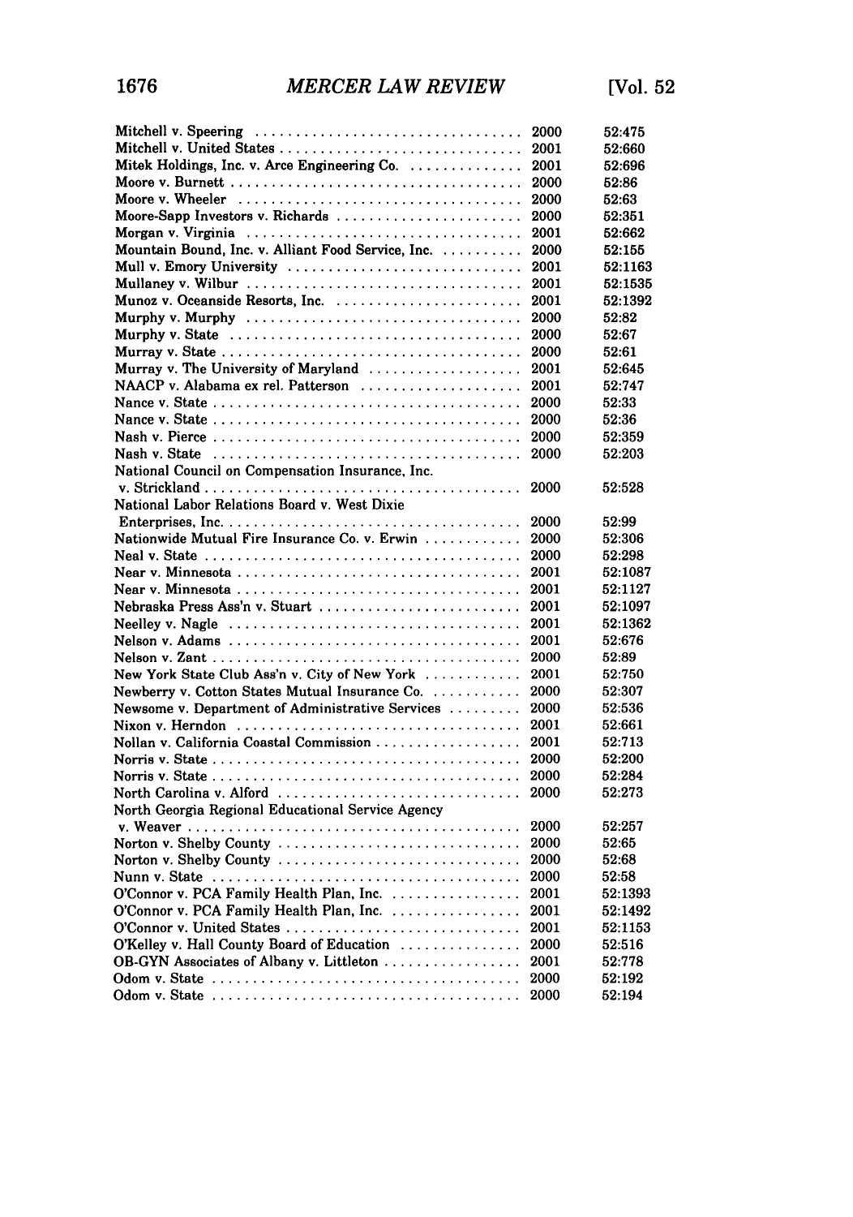| Case | Year | Citation |
|---|---|---|
| Mitchell v. Speering | 2000 | 52:475 |
| Mitchell v. United States | 2001 | 52:660 |
| Mitek Holdings, Inc. v. Arce Engineering Co. | 2001 | 52:696 |
| Moore v. Burnett | 2000 | 52:86 |
| Moore v. Wheeler | 2000 | 52:63 |
| Moore-Sapp Investors v. Richards | 2000 | 52:351 |
| Morgan v. Virginia | 2001 | 52:662 |
| Mountain Bound, Inc. v. Alliant Food Service, Inc. | 2000 | 52:155 |
| Mull v. Emory University | 2001 | 52:1163 |
| Mullaney v. Wilbur | 2001 | 52:1535 |
| Munoz v. Oceanside Resorts, Inc. | 2001 | 52:1392 |
| Murphy v. Murphy | 2000 | 52:82 |
| Murphy v. State | 2000 | 52:67 |
| Murray v. State | 2000 | 52:61 |
| Murray v. The University of Maryland | 2001 | 52:645 |
| NAACP v. Alabama ex rel. Patterson | 2001 | 52:747 |
| Nance v. State | 2000 | 52:33 |
| Nance v. State | 2000 | 52:36 |
| Nash v. Pierce | 2000 | 52:359 |
| Nash v. State | 2000 | 52:203 |
| National Council on Compensation Insurance, Inc. v. Strickland | 2000 | 52:528 |
| National Labor Relations Board v. West Dixie Enterprises, Inc. | 2000 | 52:99 |
| Nationwide Mutual Fire Insurance Co. v. Erwin | 2000 | 52:306 |
| Neal v. State | 2000 | 52:298 |
| Near v. Minnesota | 2001 | 52:1087 |
| Near v. Minnesota | 2001 | 52:1127 |
| Nebraska Press Ass'n v. Stuart | 2001 | 52:1097 |
| Neelley v. Nagle | 2001 | 52:1362 |
| Nelson v. Adams | 2001 | 52:676 |
| Nelson v. Zant | 2000 | 52:89 |
| New York State Club Ass'n v. City of New York | 2001 | 52:750 |
| Newberry v. Cotton States Mutual Insurance Co. | 2000 | 52:307 |
| Newsome v. Department of Administrative Services | 2000 | 52:536 |
| Nixon v. Herndon | 2001 | 52:661 |
| Nollan v. California Coastal Commission | 2001 | 52:713 |
| Norris v. State | 2000 | 52:200 |
| Norris v. State | 2000 | 52:284 |
| North Carolina v. Alford | 2000 | 52:273 |
| North Georgia Regional Educational Service Agency v. Weaver | 2000 | 52:257 |
| Norton v. Shelby County | 2000 | 52:65 |
| Norton v. Shelby County | 2000 | 52:68 |
| Nunn v. State | 2000 | 52:58 |
| O'Connor v. PCA Family Health Plan, Inc. | 2001 | 52:1393 |
| O'Connor v. PCA Family Health Plan, Inc. | 2001 | 52:1492 |
| O'Connor v. United States | 2001 | 52:1153 |
| O'Kelley v. Hall County Board of Education | 2000 | 52:516 |
| OB-GYN Associates of Albany v. Littleton | 2001 | 52:778 |
| Odom v. State | 2000 | 52:192 |
| Odom v. State | 2000 | 52:194 |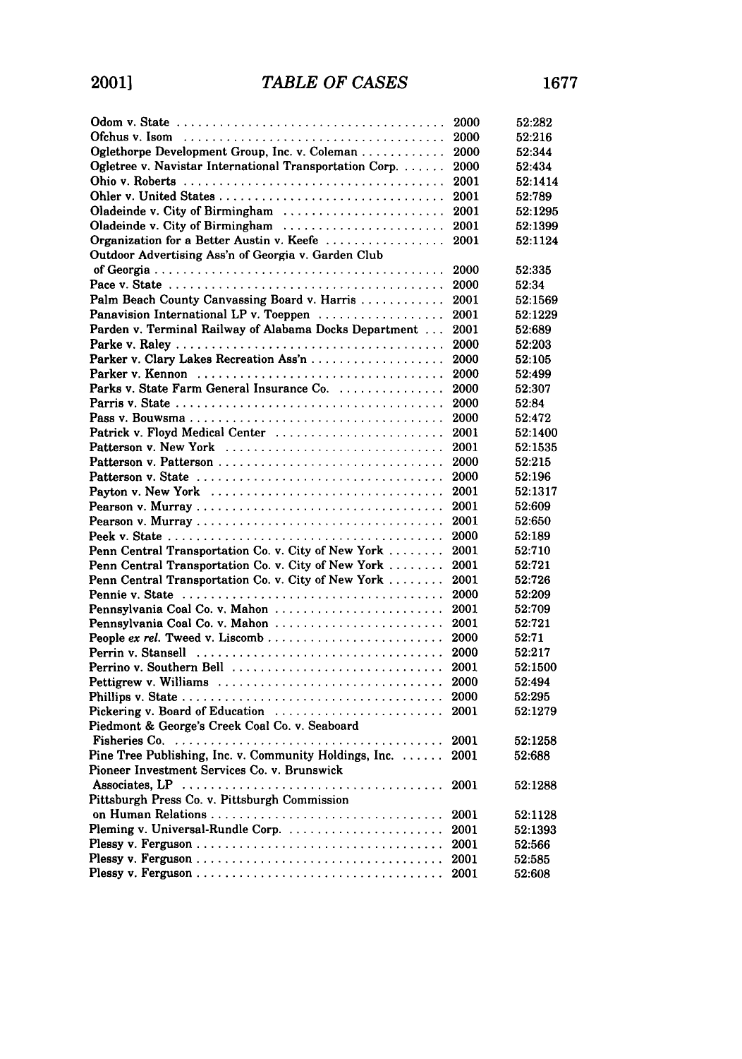| Case | Year | Cite |
|---|---|---|
| Odom v. State | 2000 | 52:282 |
| Ofchus v. Isom | 2000 | 52:216 |
| Oglethorpe Development Group, Inc. v. Coleman | 2000 | 52:344 |
| Ogletree v. Navistar International Transportation Corp. | 2000 | 52:434 |
| Ohio v. Roberts | 2001 | 52:1414 |
| Ohler v. United States | 2001 | 52:789 |
| Oladeinde v. City of Birmingham | 2001 | 52:1295 |
| Oladeinde v. City of Birmingham | 2001 | 52:1399 |
| Organization for a Better Austin v. Keefe | 2001 | 52:1124 |
| Outdoor Advertising Ass'n of Georgia v. Garden Club of Georgia | 2000 | 52:335 |
| Pace v. State | 2000 | 52:34 |
| Palm Beach County Canvassing Board v. Harris | 2001 | 52:1569 |
| Panavision International LP v. Toeppen | 2001 | 52:1229 |
| Parden v. Terminal Railway of Alabama Docks Department | 2001 | 52:689 |
| Parke v. Raley | 2000 | 52:203 |
| Parker v. Clary Lakes Recreation Ass'n | 2000 | 52:105 |
| Parker v. Kennon | 2000 | 52:499 |
| Parks v. State Farm General Insurance Co. | 2000 | 52:307 |
| Parris v. State | 2000 | 52:84 |
| Pass v. Bouwsma | 2000 | 52:472 |
| Patrick v. Floyd Medical Center | 2001 | 52:1400 |
| Patterson v. New York | 2001 | 52:1535 |
| Patterson v. Patterson | 2000 | 52:215 |
| Patterson v. State | 2000 | 52:196 |
| Payton v. New York | 2001 | 52:1317 |
| Pearson v. Murray | 2001 | 52:609 |
| Pearson v. Murray | 2001 | 52:650 |
| Peek v. State | 2000 | 52:189 |
| Penn Central Transportation Co. v. City of New York | 2001 | 52:710 |
| Penn Central Transportation Co. v. City of New York | 2001 | 52:721 |
| Penn Central Transportation Co. v. City of New York | 2001 | 52:726 |
| Pennie v. State | 2000 | 52:209 |
| Pennsylvania Coal Co. v. Mahon | 2001 | 52:709 |
| Pennsylvania Coal Co. v. Mahon | 2001 | 52:721 |
| People *ex rel.* Tweed v. Liscomb | 2000 | 52:71 |
| Perrin v. Stansell | 2000 | 52:217 |
| Perrino v. Southern Bell | 2001 | 52:1500 |
| Pettigrew v. Williams | 2000 | 52:494 |
| Phillips v. State | 2000 | 52:295 |
| Pickering v. Board of Education | 2001 | 52:1279 |
| Piedmont & George's Creek Coal Co. v. Seaboard Fisheries Co. | 2001 | 52:1258 |
| Pine Tree Publishing, Inc. v. Community Holdings, Inc. | 2001 | 52:688 |
| Pioneer Investment Services Co. v. Brunswick Associates, LP | 2001 | 52:1288 |
| Pittsburgh Press Co. v. Pittsburgh Commission on Human Relations | 2001 | 52:1128 |
| Pleming v. Universal-Rundle Corp. | 2001 | 52:1393 |
| Plessy v. Ferguson | 2001 | 52:566 |
| Plessy v. Ferguson | 2001 | 52:585 |
| Plessy v. Ferguson | 2001 | 52:608 |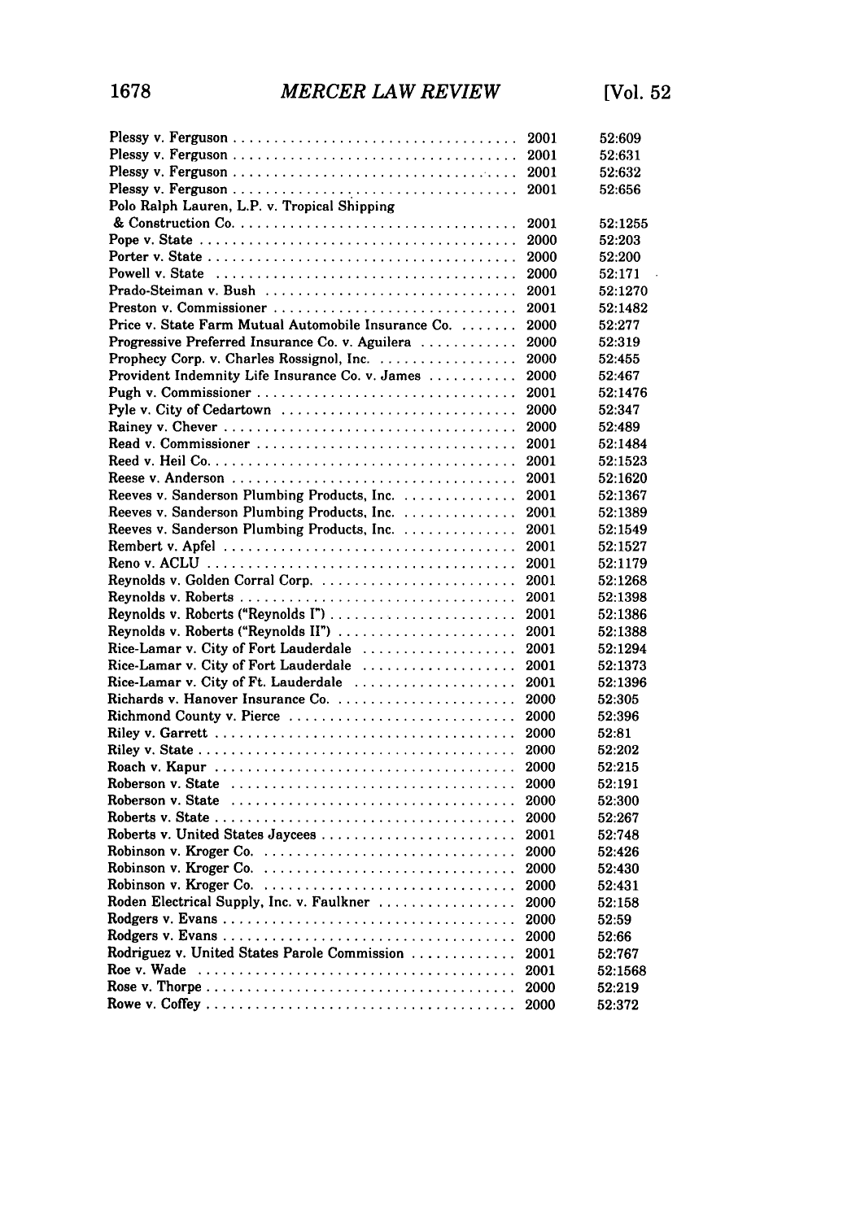| | | |
|---|---|---|
| Plessy v. Ferguson | 2001 | 52:609 |
| Plessy v. Ferguson | 2001 | 52:631 |
| Plessy v. Ferguson | 2001 | 52:632 |
| Plessy v. Ferguson | 2001 | 52:656 |
| Polo Ralph Lauren, L.P. v. Tropical Shipping & Construction Co. | 2001 | 52:1255 |
| Pope v. State | 2000 | 52:203 |
| Porter v. State | 2000 | 52:200 |
| Powell v. State | 2000 | 52:171 |
| Prado-Steiman v. Bush | 2001 | 52:1270 |
| Preston v. Commissioner | 2001 | 52:1482 |
| Price v. State Farm Mutual Automobile Insurance Co. | 2000 | 52:277 |
| Progressive Preferred Insurance Co. v. Aguilera | 2000 | 52:319 |
| Prophecy Corp. v. Charles Rossignol, Inc. | 2000 | 52:455 |
| Provident Indemnity Life Insurance Co. v. James | 2000 | 52:467 |
| Pugh v. Commissioner | 2001 | 52:1476 |
| Pyle v. City of Cedartown | 2000 | 52:347 |
| Rainey v. Chever | 2000 | 52:489 |
| Read v. Commissioner | 2001 | 52:1484 |
| Reed v. Heil Co. | 2001 | 52:1523 |
| Reese v. Anderson | 2001 | 52:1620 |
| Reeves v. Sanderson Plumbing Products, Inc. | 2001 | 52:1367 |
| Reeves v. Sanderson Plumbing Products, Inc. | 2001 | 52:1389 |
| Reeves v. Sanderson Plumbing Products, Inc. | 2001 | 52:1549 |
| Rembert v. Apfel | 2001 | 52:1527 |
| Reno v. ACLU | 2001 | 52:1179 |
| Reynolds v. Golden Corral Corp. | 2001 | 52:1268 |
| Reynolds v. Roberts | 2001 | 52:1398 |
| Reynolds v. Roberts ("Reynolds I") | 2001 | 52:1386 |
| Reynolds v. Roberts ("Reynolds II") | 2001 | 52:1388 |
| Rice-Lamar v. City of Fort Lauderdale | 2001 | 52:1294 |
| Rice-Lamar v. City of Fort Lauderdale | 2001 | 52:1373 |
| Rice-Lamar v. City of Ft. Lauderdale | 2001 | 52:1396 |
| Richards v. Hanover Insurance Co. | 2000 | 52:305 |
| Richmond County v. Pierce | 2000 | 52:396 |
| Riley v. Garrett | 2000 | 52:81 |
| Riley v. State | 2000 | 52:202 |
| Roach v. Kapur | 2000 | 52:215 |
| Roberson v. State | 2000 | 52:191 |
| Roberson v. State | 2000 | 52:300 |
| Roberts v. State | 2000 | 52:267 |
| Roberts v. United States Jaycees | 2001 | 52:748 |
| Robinson v. Kroger Co. | 2000 | 52:426 |
| Robinson v. Kroger Co. | 2000 | 52:430 |
| Robinson v. Kroger Co. | 2000 | 52:431 |
| Roden Electrical Supply, Inc. v. Faulkner | 2000 | 52:158 |
| Rodgers v. Evans | 2000 | 52:59 |
| Rodgers v. Evans | 2000 | 52:66 |
| Rodriguez v. United States Parole Commission | 2001 | 52:767 |
| Roe v. Wade | 2001 | 52:1568 |
| Rose v. Thorpe | 2000 | 52:219 |
| Rowe v. Coffey | 2000 | 52:372 |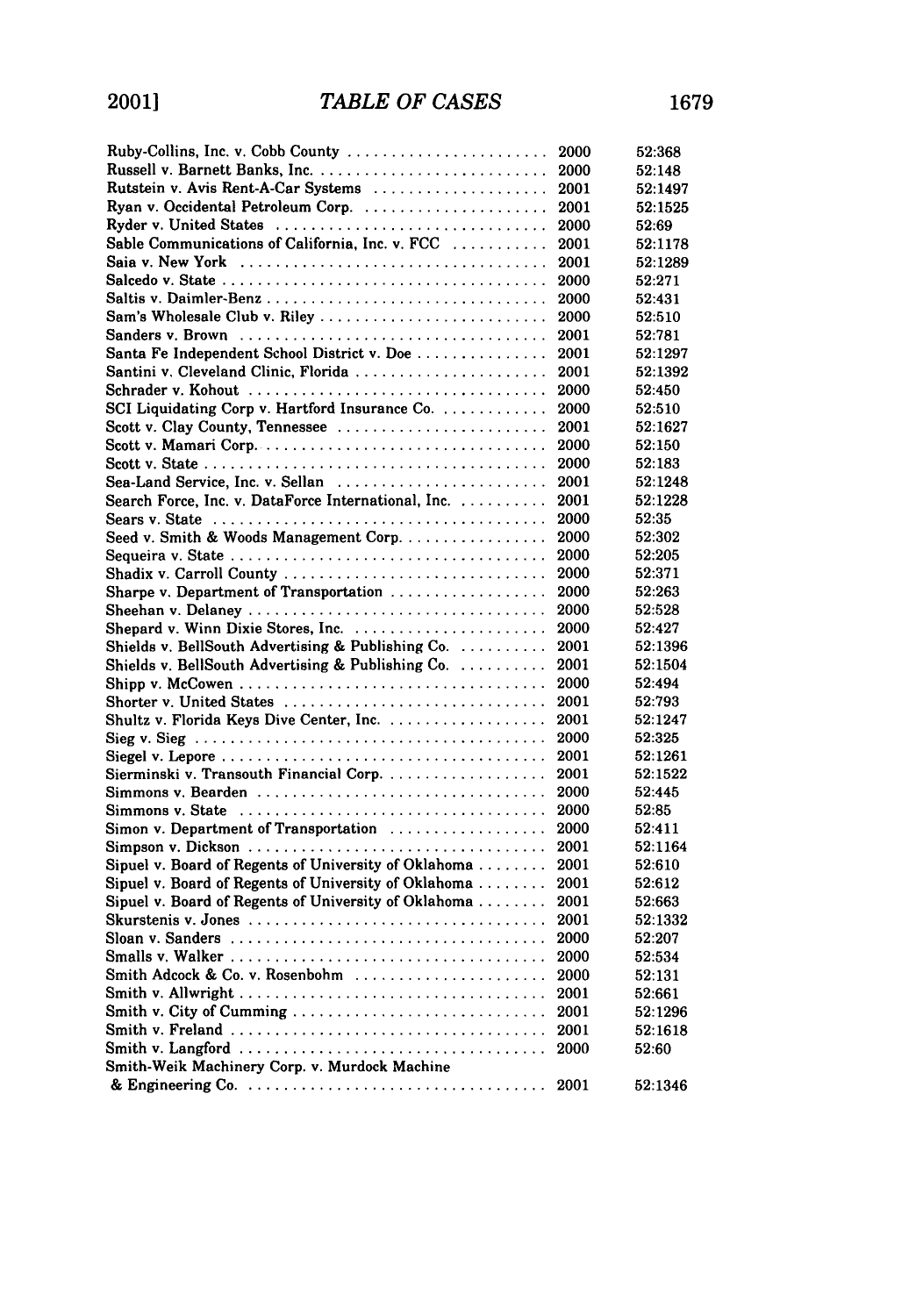| Case | Year | Page |
|---|---|---|
| Ruby-Collins, Inc. v. Cobb County | 2000 | 52:368 |
| Russell v. Barnett Banks, Inc. | 2000 | 52:148 |
| Rutstein v. Avis Rent-A-Car Systems | 2001 | 52:1497 |
| Ryan v. Occidental Petroleum Corp. | 2001 | 52:1525 |
| Ryder v. United States | 2000 | 52:69 |
| Sable Communications of California, Inc. v. FCC | 2001 | 52:1178 |
| Saia v. New York | 2001 | 52:1289 |
| Salcedo v. State | 2000 | 52:271 |
| Saltis v. Daimler-Benz | 2000 | 52:431 |
| Sam's Wholesale Club v. Riley | 2000 | 52:510 |
| Sanders v. Brown | 2001 | 52:781 |
| Santa Fe Independent School District v. Doe | 2001 | 52:1297 |
| Santini v. Cleveland Clinic, Florida | 2001 | 52:1392 |
| Schrader v. Kohout | 2000 | 52:450 |
| SCI Liquidating Corp v. Hartford Insurance Co. | 2000 | 52:510 |
| Scott v. Clay County, Tennessee | 2001 | 52:1627 |
| Scott v. Mamari Corp. | 2000 | 52:150 |
| Scott v. State | 2000 | 52:183 |
| Sea-Land Service, Inc. v. Sellan | 2001 | 52:1248 |
| Search Force, Inc. v. DataForce International, Inc. | 2001 | 52:1228 |
| Sears v. State | 2000 | 52:35 |
| Seed v. Smith & Woods Management Corp. | 2000 | 52:302 |
| Sequeira v. State | 2000 | 52:205 |
| Shadix v. Carroll County | 2000 | 52:371 |
| Sharpe v. Department of Transportation | 2000 | 52:263 |
| Sheehan v. Delaney | 2000 | 52:528 |
| Shepard v. Winn Dixie Stores, Inc. | 2000 | 52:427 |
| Shields v. BellSouth Advertising & Publishing Co. | 2001 | 52:1396 |
| Shields v. BellSouth Advertising & Publishing Co. | 2001 | 52:1504 |
| Shipp v. McCowen | 2000 | 52:494 |
| Shorter v. United States | 2001 | 52:793 |
| Shultz v. Florida Keys Dive Center, Inc. | 2001 | 52:1247 |
| Sieg v. Sieg | 2000 | 52:325 |
| Siegel v. Lepore | 2001 | 52:1261 |
| Sierminski v. Transouth Financial Corp. | 2001 | 52:1522 |
| Simmons v. Bearden | 2000 | 52:445 |
| Simmons v. State | 2000 | 52:85 |
| Simon v. Department of Transportation | 2000 | 52:411 |
| Simpson v. Dickson | 2001 | 52:1164 |
| Sipuel v. Board of Regents of University of Oklahoma | 2001 | 52:610 |
| Sipuel v. Board of Regents of University of Oklahoma | 2001 | 52:612 |
| Sipuel v. Board of Regents of University of Oklahoma | 2001 | 52:663 |
| Skurstenis v. Jones | 2001 | 52:1332 |
| Sloan v. Sanders | 2000 | 52:207 |
| Smalls v. Walker | 2000 | 52:534 |
| Smith Adcock & Co. v. Rosenbohm | 2000 | 52:131 |
| Smith v. Allwright | 2001 | 52:661 |
| Smith v. City of Cumming | 2001 | 52:1296 |
| Smith v. Freland | 2001 | 52:1618 |
| Smith v. Langford | 2000 | 52:60 |
| Smith-Weik Machinery Corp. v. Murdock Machine & Engineering Co. | 2001 | 52:1346 |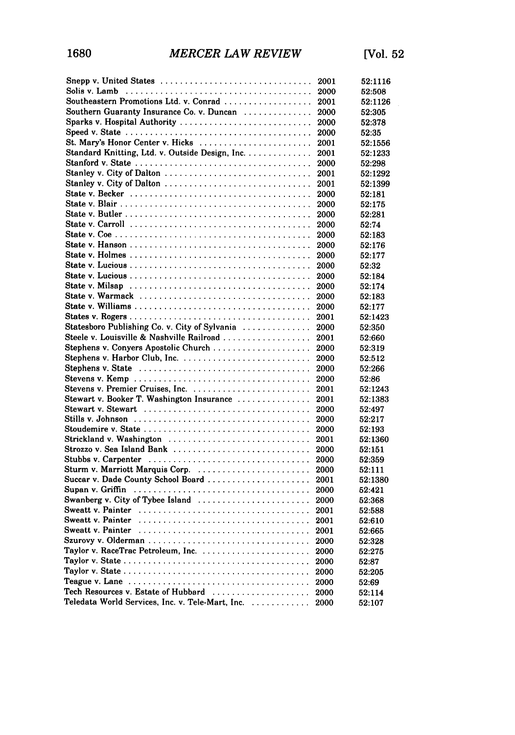| | | |
|---|---|---|
| Snepp v. United States | 2001 | 52:1116 |
| Solis v. Lamb | 2000 | 52:508 |
| Southeastern Promotions Ltd. v. Conrad | 2001 | 52:1126 |
| Southern Guaranty Insurance Co. v. Duncan | 2000 | 52:305 |
| Sparks v. Hospital Authority | 2000 | 52:378 |
| Speed v. State | 2000 | 52:35 |
| St. Mary's Honor Center v. Hicks | 2001 | 52:1556 |
| Standard Knitting, Ltd. v. Outside Design, Inc. | 2001 | 52:1233 |
| Stanford v. State | 2000 | 52:298 |
| Stanley v. City of Dalton | 2001 | 52:1292 |
| Stanley v. City of Dalton | 2001 | 52:1399 |
| State v. Becker | 2000 | 52:181 |
| State v. Blair | 2000 | 52:175 |
| State v. Butler | 2000 | 52:281 |
| State v. Carroll | 2000 | 52:74 |
| State v. Coe | 2000 | 52:183 |
| State v. Hanson | 2000 | 52:176 |
| State v. Holmes | 2000 | 52:177 |
| State v. Lucious | 2000 | 52:32 |
| State v. Lucious | 2000 | 52:184 |
| State v. Milsap | 2000 | 52:174 |
| State v. Warmack | 2000 | 52:183 |
| State v. Williams | 2000 | 52:177 |
| States v. Rogers | 2001 | 52:1423 |
| Statesboro Publishing Co. v. City of Sylvania | 2000 | 52:350 |
| Steele v. Louisville & Nashville Railroad | 2001 | 52:660 |
| Stephens v. Conyers Apostolic Church | 2000 | 52:319 |
| Stephens v. Harbor Club, Inc. | 2000 | 52:512 |
| Stephens v. State | 2000 | 52:266 |
| Stevens v. Kemp | 2000 | 52:86 |
| Stevens v. Premier Cruises, Inc. | 2001 | 52:1243 |
| Stewart v. Booker T. Washington Insurance | 2001 | 52:1383 |
| Stewart v. Stewart | 2000 | 52:497 |
| Stills v. Johnson | 2000 | 52:217 |
| Stoudemire v. State | 2000 | 52:193 |
| Strickland v. Washington | 2001 | 52:1360 |
| Strozzo v. Sea Island Bank | 2000 | 52:151 |
| Stubbs v. Carpenter | 2000 | 52:359 |
| Sturm v. Marriott Marquis Corp. | 2000 | 52:111 |
| Succar v. Dade County School Board | 2001 | 52:1380 |
| Supan v. Griffin | 2000 | 52:421 |
| Swanberg v. City of Tybee Island | 2000 | 52:368 |
| Sweatt v. Painter | 2001 | 52:588 |
| Sweatt v. Painter | 2001 | 52:610 |
| Sweatt v. Painter | 2001 | 52:665 |
| Szurovy v. Olderman | 2000 | 52:328 |
| Taylor v. RaceTrac Petroleum, Inc. | 2000 | 52:275 |
| Taylor v. State | 2000 | 52:87 |
| Taylor v. State | 2000 | 52:205 |
| Teague v. Lane | 2000 | 52:69 |
| Tech Resources v. Estate of Hubbard | 2000 | 52:114 |
| Teledata World Services, Inc. v. Tele-Mart, Inc. | 2000 | 52:107 |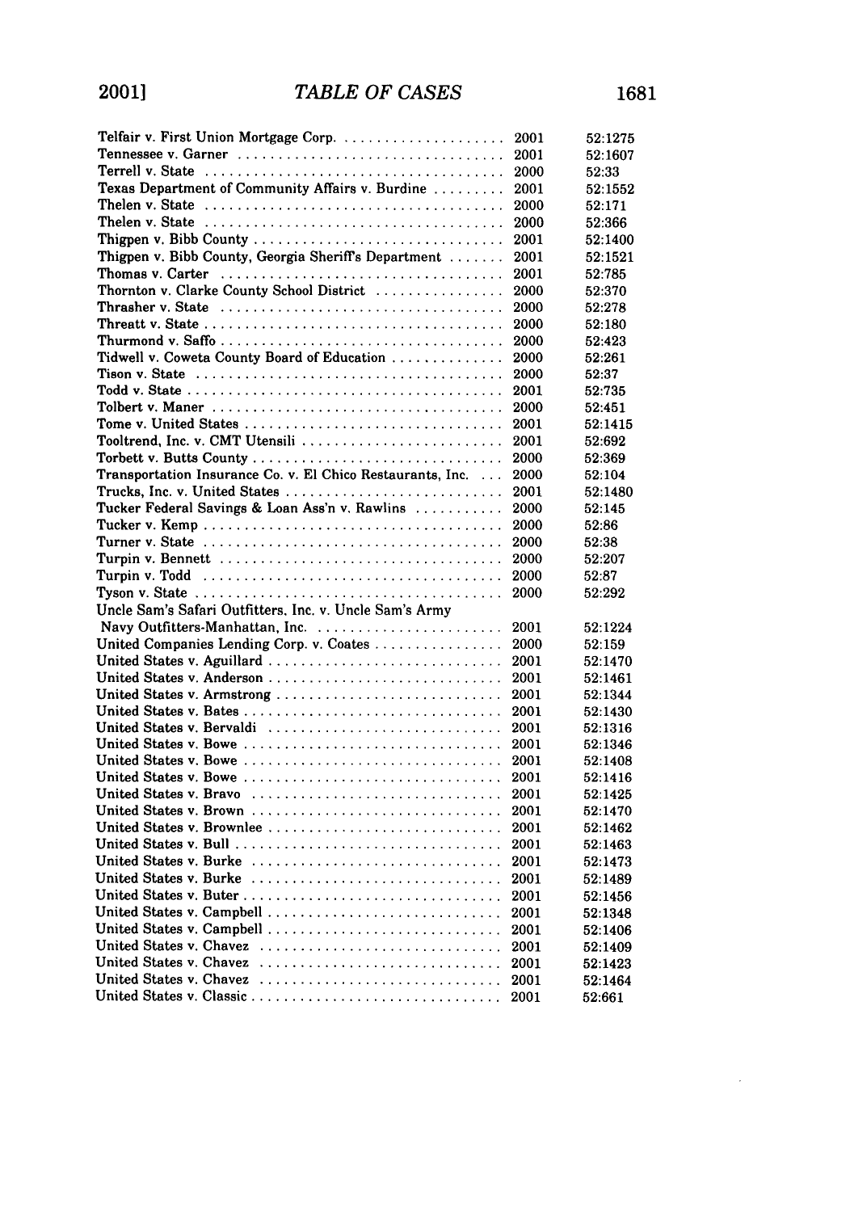| Case | Year | Citation |
|---|---|---|
| Telfair v. First Union Mortgage Corp. | 2001 | 52:1275 |
| Tennessee v. Garner | 2001 | 52:1607 |
| Terrell v. State | 2000 | 52:33 |
| Texas Department of Community Affairs v. Burdine | 2001 | 52:1552 |
| Thelen v. State | 2000 | 52:171 |
| Thelen v. State | 2000 | 52:366 |
| Thigpen v. Bibb County | 2001 | 52:1400 |
| Thigpen v. Bibb County, Georgia Sheriff's Department | 2001 | 52:1521 |
| Thomas v. Carter | 2001 | 52:785 |
| Thornton v. Clarke County School District | 2000 | 52:370 |
| Thrasher v. State | 2000 | 52:278 |
| Threatt v. State | 2000 | 52:180 |
| Thurmond v. Saffo | 2000 | 52:423 |
| Tidwell v. Coweta County Board of Education | 2000 | 52:261 |
| Tison v. State | 2000 | 52:37 |
| Todd v. State | 2001 | 52:735 |
| Tolbert v. Maner | 2000 | 52:451 |
| Tome v. United States | 2001 | 52:1415 |
| Tooltrend, Inc. v. CMT Utensili | 2001 | 52:692 |
| Torbett v. Butts County | 2000 | 52:369 |
| Transportation Insurance Co. v. El Chico Restaurants, Inc. | 2000 | 52:104 |
| Trucks, Inc. v. United States | 2001 | 52:1480 |
| Tucker Federal Savings & Loan Ass'n v. Rawlins | 2000 | 52:145 |
| Tucker v. Kemp | 2000 | 52:86 |
| Turner v. State | 2000 | 52:38 |
| Turpin v. Bennett | 2000 | 52:207 |
| Turpin v. Todd | 2000 | 52:87 |
| Tyson v. State | 2000 | 52:292 |
| Uncle Sam's Safari Outfitters, Inc. v. Uncle Sam's Army Navy Outfitters-Manhattan, Inc. | 2001 | 52:1224 |
| United Companies Lending Corp. v. Coates | 2000 | 52:159 |
| United States v. Aguillard | 2001 | 52:1470 |
| United States v. Anderson | 2001 | 52:1461 |
| United States v. Armstrong | 2001 | 52:1344 |
| United States v. Bates | 2001 | 52:1430 |
| United States v. Bervaldi | 2001 | 52:1316 |
| United States v. Bowe | 2001 | 52:1346 |
| United States v. Bowe | 2001 | 52:1408 |
| United States v. Bowe | 2001 | 52:1416 |
| United States v. Bravo | 2001 | 52:1425 |
| United States v. Brown | 2001 | 52:1470 |
| United States v. Brownlee | 2001 | 52:1462 |
| United States v. Bull | 2001 | 52:1463 |
| United States v. Burke | 2001 | 52:1473 |
| United States v. Burke | 2001 | 52:1489 |
| United States v. Buter | 2001 | 52:1456 |
| United States v. Campbell | 2001 | 52:1348 |
| United States v. Campbell | 2001 | 52:1406 |
| United States v. Chavez | 2001 | 52:1409 |
| United States v. Chavez | 2001 | 52:1423 |
| United States v. Chavez | 2001 | 52:1464 |
| United States v. Classic | 2001 | 52:661 |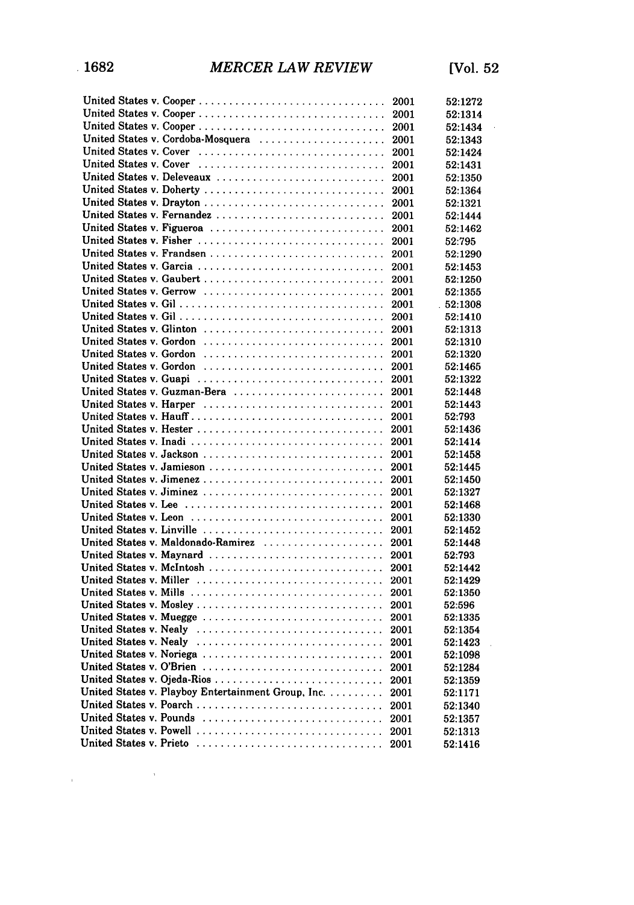| | | |
|---|---|---|
| United States v. Cooper | 2001 | 52:1272 |
| United States v. Cooper | 2001 | 52:1314 |
| United States v. Cooper | 2001 | 52:1434 |
| United States v. Cordoba-Mosquera | 2001 | 52:1343 |
| United States v. Cover | 2001 | 52:1424 |
| United States v. Cover | 2001 | 52:1431 |
| United States v. Deleveaux | 2001 | 52:1350 |
| United States v. Doherty | 2001 | 52:1364 |
| United States v. Drayton | 2001 | 52:1321 |
| United States v. Fernandez | 2001 | 52:1444 |
| United States v. Figueroa | 2001 | 52:1462 |
| United States v. Fisher | 2001 | 52:795 |
| United States v. Frandsen | 2001 | 52:1290 |
| United States v. Garcia | 2001 | 52:1453 |
| United States v. Gaubert | 2001 | 52:1250 |
| United States v. Gerrow | 2001 | 52:1355 |
| United States v. Gil | 2001 | 52:1308 |
| United States v. Gil | 2001 | 52:1410 |
| United States v. Glinton | 2001 | 52:1313 |
| United States v. Gordon | 2001 | 52:1310 |
| United States v. Gordon | 2001 | 52:1320 |
| United States v. Gordon | 2001 | 52:1465 |
| United States v. Guapi | 2001 | 52:1322 |
| United States v. Guzman-Bera | 2001 | 52:1448 |
| United States v. Harper | 2001 | 52:1443 |
| United States v. Hauff | 2001 | 52:793 |
| United States v. Hester | 2001 | 52:1436 |
| United States v. Inadi | 2001 | 52:1414 |
| United States v. Jackson | 2001 | 52:1458 |
| United States v. Jamieson | 2001 | 52:1445 |
| United States v. Jimenez | 2001 | 52:1450 |
| United States v. Jiminez | 2001 | 52:1327 |
| United States v. Lee | 2001 | 52:1468 |
| United States v. Leon | 2001 | 52:1330 |
| United States v. Linville | 2001 | 52:1452 |
| United States v. Maldonado-Ramirez | 2001 | 52:1448 |
| United States v. Maynard | 2001 | 52:793 |
| United States v. McIntosh | 2001 | 52:1442 |
| United States v. Miller | 2001 | 52:1429 |
| United States v. Mills | 2001 | 52:1350 |
| United States v. Mosley | 2001 | 52:596 |
| United States v. Muegge | 2001 | 52:1335 |
| United States v. Nealy | 2001 | 52:1354 |
| United States v. Nealy | 2001 | 52:1423 |
| United States v. Noriega | 2001 | 52:1098 |
| United States v. O'Brien | 2001 | 52:1284 |
| United States v. Ojeda-Rios | 2001 | 52:1359 |
| United States v. Playboy Entertainment Group, Inc. | 2001 | 52:1171 |
| United States v. Poarch | 2001 | 52:1340 |
| United States v. Pounds | 2001 | 52:1357 |
| United States v. Powell | 2001 | 52:1313 |
| United States v. Prieto | 2001 | 52:1416 |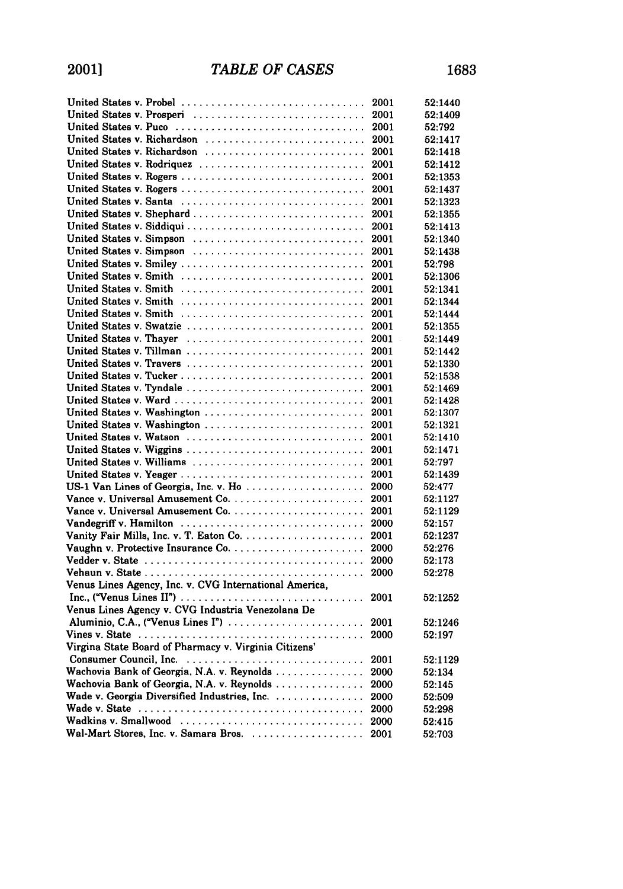| Case | Year | Citation |
|---|---|---|
| United States v. Probel | 2001 | 52:1440 |
| United States v. Prosperi | 2001 | 52:1409 |
| United States v. Puco | 2001 | 52:792 |
| United States v. Richardson | 2001 | 52:1417 |
| United States v. Richardson | 2001 | 52:1418 |
| United States v. Rodriquez | 2001 | 52:1412 |
| United States v. Rogers | 2001 | 52:1353 |
| United States v. Rogers | 2001 | 52:1437 |
| United States v. Santa | 2001 | 52:1323 |
| United States v. Shephard | 2001 | 52:1355 |
| United States v. Siddiqui | 2001 | 52:1413 |
| United States v. Simpson | 2001 | 52:1340 |
| United States v. Simpson | 2001 | 52:1438 |
| United States v. Smiley | 2001 | 52:798 |
| United States v. Smith | 2001 | 52:1306 |
| United States v. Smith | 2001 | 52:1341 |
| United States v. Smith | 2001 | 52:1344 |
| United States v. Smith | 2001 | 52:1444 |
| United States v. Swatzie | 2001 | 52:1355 |
| United States v. Thayer | 2001 | 52:1449 |
| United States v. Tillman | 2001 | 52:1442 |
| United States v. Travers | 2001 | 52:1330 |
| United States v. Tucker | 2001 | 52:1538 |
| United States v. Tyndale | 2001 | 52:1469 |
| United States v. Ward | 2001 | 52:1428 |
| United States v. Washington | 2001 | 52:1307 |
| United States v. Washington | 2001 | 52:1321 |
| United States v. Watson | 2001 | 52:1410 |
| United States v. Wiggins | 2001 | 52:1471 |
| United States v. Williams | 2001 | 52:797 |
| United States v. Yeager | 2001 | 52:1439 |
| US-1 Van Lines of Georgia, Inc. v. Ho | 2000 | 52:477 |
| Vance v. Universal Amusement Co. | 2001 | 52:1127 |
| Vance v. Universal Amusement Co. | 2001 | 52:1129 |
| Vandegriff v. Hamilton | 2000 | 52:157 |
| Vanity Fair Mills, Inc. v. T. Eaton Co. | 2001 | 52:1237 |
| Vaughn v. Protective Insurance Co. | 2000 | 52:276 |
| Vedder v. State | 2000 | 52:173 |
| Vehaun v. State | 2000 | 52:278 |
| Venus Lines Agency, Inc. v. CVG International America, Inc., ("Venus Lines II") | 2001 | 52:1252 |
| Venus Lines Agency v. CVG Industria Venezolana De Aluminio, C.A., ("Venus Lines I") | 2001 | 52:1246 |
| Vines v. State | 2000 | 52:197 |
| Virgina State Board of Pharmacy v. Virginia Citizens' Consumer Council, Inc. | 2001 | 52:1129 |
| Wachovia Bank of Georgia, N.A. v. Reynolds | 2000 | 52:134 |
| Wachovia Bank of Georgia, N.A. v. Reynolds | 2000 | 52:145 |
| Wade v. Georgia Diversified Industries, Inc. | 2000 | 52:509 |
| Wade v. State | 2000 | 52:298 |
| Wadkins v. Smallwood | 2000 | 52:415 |
| Wal-Mart Stores, Inc. v. Samara Bros. | 2001 | 52:703 |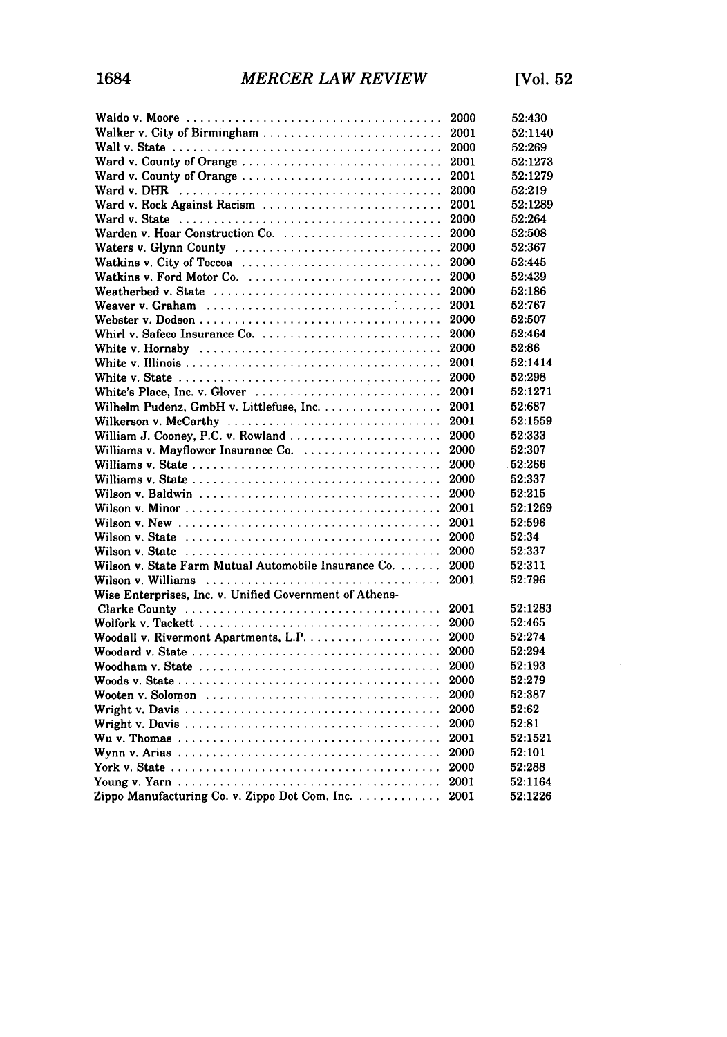| | | |
|---|---|---|
| Waldo v. Moore | 2000 | 52:430 |
| Walker v. City of Birmingham | 2001 | 52:1140 |
| Wall v. State | 2000 | 52:269 |
| Ward v. County of Orange | 2001 | 52:1273 |
| Ward v. County of Orange | 2001 | 52:1279 |
| Ward v. DHR | 2000 | 52:219 |
| Ward v. Rock Against Racism | 2001 | 52:1289 |
| Ward v. State | 2000 | 52:264 |
| Warden v. Hoar Construction Co. | 2000 | 52:508 |
| Waters v. Glynn County | 2000 | 52:367 |
| Watkins v. City of Toccoa | 2000 | 52:445 |
| Watkins v. Ford Motor Co. | 2000 | 52:439 |
| Weatherbed v. State | 2000 | 52:186 |
| Weaver v. Graham | 2001 | 52:767 |
| Webster v. Dodson | 2000 | 52:507 |
| Whirl v. Safeco Insurance Co. | 2000 | 52:464 |
| White v. Hornsby | 2000 | 52:86 |
| White v. Illinois | 2001 | 52:1414 |
| White v. State | 2000 | 52:298 |
| White's Place, Inc. v. Glover | 2001 | 52:1271 |
| Wilhelm Pudenz, GmbH v. Littlefuse, Inc. | 2001 | 52:687 |
| Wilkerson v. McCarthy | 2001 | 52:1559 |
| William J. Cooney, P.C. v. Rowland | 2000 | 52:333 |
| Williams v. Mayflower Insurance Co. | 2000 | 52:307 |
| Williams v. State | 2000 | 52:266 |
| Williams v. State | 2000 | 52:337 |
| Wilson v. Baldwin | 2000 | 52:215 |
| Wilson v. Minor | 2001 | 52:1269 |
| Wilson v. New | 2001 | 52:596 |
| Wilson v. State | 2000 | 52:34 |
| Wilson v. State | 2000 | 52:337 |
| Wilson v. State Farm Mutual Automobile Insurance Co. | 2000 | 52:311 |
| Wilson v. Williams | 2001 | 52:796 |
| Wise Enterprises, Inc. v. Unified Government of Athens-Clarke County | 2001 | 52:1283 |
| Wolfork v. Tackett | 2000 | 52:465 |
| Woodall v. Rivermont Apartments, L.P. | 2000 | 52:274 |
| Woodard v. State | 2000 | 52:294 |
| Woodham v. State | 2000 | 52:193 |
| Woods v. State | 2000 | 52:279 |
| Wooten v. Solomon | 2000 | 52:387 |
| Wright v. Davis | 2000 | 52:62 |
| Wright v. Davis | 2000 | 52:81 |
| Wu v. Thomas | 2001 | 52:1521 |
| Wynn v. Arias | 2000 | 52:101 |
| York v. State | 2000 | 52:288 |
| Young v. Yarn | 2001 | 52:1164 |
| Zippo Manufacturing Co. v. Zippo Dot Com, Inc. | 2001 | 52:1226 |